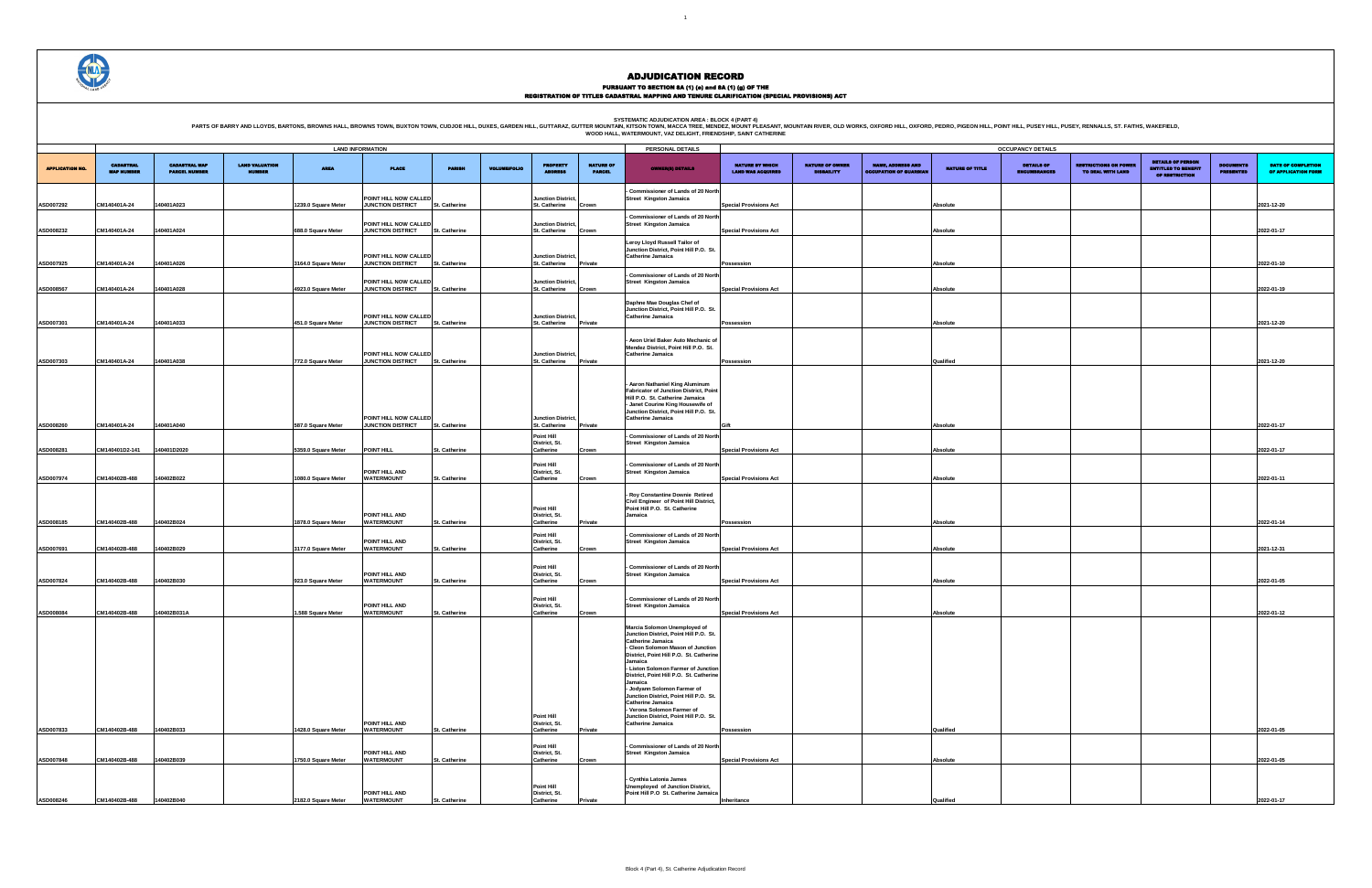# ADJUDICATION RECORD

**PURSUANT TO SECTION 8A (1) (e) and 8A (1) (g) OF THE**
**REGISTRATION OF TITLES CADASTRAL MAPPING AND TENURE CLARIFICATION (SPECIAL PROVISIONS) ACT**

**SYSTEMATIC ADJUDICATION AREA : BLOCK 4 (PART 4)**
PARTS OF BARRY AND LLOYDS, BARTONS, BROWNS HALL, BROWNS TOWN, BUXTON TOWN, CUDJOE HILL, DUXES, GARDEN HILL, GUTTARAZ, GUTTER MOUNTAIN, KITSON TOWN, MACCA TREE, MENDEZ, MOUNT PLEASANT, MOUNTAIN RIVER, OLD WORKS, OXFORD HILL, OXFORD, PEDRO, PIGEON HILL, POINT HILL, PUSEY HILL, PUSEY, RENNALLS, ST. FAITHS, WAKEFIELD, WOOD HALL, WATERMOUNT, VAZ DELIGHT, FRIENDSHIP, SAINT CATHERINE

| | LAND INFORMATION | | | | | | | | | PERSONAL DETAILS | OCCUPANCY DETAILS | | | | | | | | |
|---|---|---|---|---|---|---|---|---|---|---|---|---|---|---|---|---|---|---|---|
| APPLICATION NO. | CADASTRAL MAP NUMBER | CADASTRAL MAP PARCEL NUMBER | LAND VALUATION NUMBER | AREA | PLACE | PARISH | VOLUME/FOLIO | PROPERTY ADDRESS | NATURE OF PARCEL | OWNER(S) DETAILS | NATURE BY WHICH LAND WAS ACQUIRED | NATURE OF OWNER DISABILITY | NAME, ADDRESS AND OCCUPATION OF GUARDIAN | NATURE OF TITLE | DETAILS OF ENCUMBRANCES | RESTRICTIONS ON POWER TO DEAL WITH LAND | DETAILS OF PERSON ENTITLED TO BENEFIT OF RESTRICTION | DOCUMENTS PRESENTED | DATE OF COMPLETION OF APPLICATION FORM |
| ASD007292 | CM140401A-24 | 140401A023 | | 1239.0 Square Meter | POINT HILL NOW CALLED JUNCTION DISTRICT | St. Catherine | | Junction District, St. Catherine | Crown | - Commissioner of Lands of 20 North Street Kingston Jamaica | Special Provisions Act | | | Absolute | | | | | 2021-12-20 |
| ASD008232 | CM140401A-24 | 140401A024 | | 888.0 Square Meter | POINT HILL NOW CALLED JUNCTION DISTRICT | St. Catherine | | Junction District, St. Catherine | Crown | - Commissioner of Lands of 20 North Street Kingston Jamaica | Special Provisions Act | | | Absolute | | | | | 2022-01-17 |
| ASD007925 | CM140401A-24 | 140401A026 | | 3164.0 Square Meter | POINT HILL NOW CALLED JUNCTION DISTRICT | St. Catherine | | Junction District, St. Catherine | Private | Leroy Lloyd Russell Tailor of Junction District, Point Hill P.O. St. Catherine Jamaica | Possession | | | Absolute | | | | | 2022-01-10 |
| ASD008567 | CM140401A-24 | 140401A028 | | 4923.0 Square Meter | POINT HILL NOW CALLED JUNCTION DISTRICT | St. Catherine | | Junction District, St. Catherine | Crown | - Commissioner of Lands of 20 North Street Kingston Jamaica | Special Provisions Act | | | Absolute | | | | | 2022-01-19 |
| ASD007301 | CM140401A-24 | 140401A033 | | 451.0 Square Meter | POINT HILL NOW CALLED JUNCTION DISTRICT | St. Catherine | | Junction District, St. Catherine | Private | Daphne Mae Douglas Chef of Junction District, Point Hill P.O. St. Catherine Jamaica | Possession | | | Absolute | | | | | 2021-12-20 |
| ASD007303 | CM140401A-24 | 140401A038 | | 772.0 Square Meter | POINT HILL NOW CALLED JUNCTION DISTRICT | St. Catherine | | Junction District, St. Catherine | Private | - Aeon Uriel Baker Auto Mechanic of Mendez District, Point Hill P.O. St. Catherine Jamaica | Possession | | | Qualified | | | | | 2021-12-20 |
| ASD008260 | CM140401A-24 | 140401A040 | | 587.0 Square Meter | POINT HILL NOW CALLED JUNCTION DISTRICT | St. Catherine | | Junction District, St. Catherine | Private | - Aaron Nathaniel King Aluminum Fabricator of Junction District, Point Hill P.O. St. Catherine Jamaica<br>- Janet Courine King Housewife of Junction District, Point Hill P.O. St. Catherine Jamaica | Gift | | | Absolute | | | | | 2022-01-17 |
| ASD008281 | CM140401D2-141 | 140401D2020 | | 5359.0 Square Meter | POINT HILL | St. Catherine | | Point Hill District, St. Catherine | Crown | - Commissioner of Lands of 20 North Street Kingston Jamaica | Special Provisions Act | | | Absolute | | | | | 2022-01-17 |
| ASD007974 | CM140402B-488 | 140402B022 | | 1080.0 Square Meter | POINT HILL AND WATERMOUNT | St. Catherine | | Point Hill District, St. Catherine | Crown | - Commissioner of Lands of 20 North Street Kingston Jamaica | Special Provisions Act | | | Absolute | | | | | 2022-01-11 |
| ASD008185 | CM140402B-488 | 140402B024 | | 1878.0 Square Meter | POINT HILL AND WATERMOUNT | St. Catherine | | Point Hill District, St. Catherine | Private | - Roy Constantine Downie Retired Civil Engineer of Point Hill District, Point Hill P.O. St. Catherine Jamaica | Possession | | | Absolute | | | | | 2022-01-14 |
| ASD007691 | CM140402B-488 | 140402B029 | | 3177.0 Square Meter | POINT HILL AND WATERMOUNT | St. Catherine | | Point Hill District, St. Catherine | Crown | - Commissioner of Lands of 20 North Street Kingston Jamaica | Special Provisions Act | | | Absolute | | | | | 2021-12-31 |
| ASD007824 | CM140402B-488 | 140402B030 | | 923.0 Square Meter | POINT HILL AND WATERMOUNT | St. Catherine | | Point Hill District, St. Catherine | Crown | - Commissioner of Lands of 20 North Street Kingston Jamaica | Special Provisions Act | | | Absolute | | | | | 2022-01-05 |
| ASD008084 | CM140402B-488 | 140402B031A | | 1.588 Square Meter | POINT HILL AND WATERMOUNT | St. Catherine | | Point Hill District, St. Catherine | Crown | - Commissioner of Lands of 20 North Street Kingston Jamaica | Special Provisions Act | | | Absolute | | | | | 2022-01-12 |
| ASD007833 | CM140402B-488 | 140402B033 | | 1428.0 Square Meter | POINT HILL AND WATERMOUNT | St. Catherine | | Point Hill District, St. Catherine | Private | Marcia Solomon Unemployed of Junction District, Point Hill P.O. St. Catherine Jamaica<br>- Cleon Solomon Mason of Junction District, Point Hill P.O. St. Catherine Jamaica<br>- Liston Solomon Farmer of Junction District, Point Hill P.O. St. Catherine Jamaica<br>- Jodyann Solomon Farmer of Junction District, Point Hill P.O. St. Catherine Jamaica<br>- Verona Solomon Farmer of Junction District, Point Hill P.O. St. Catherine Jamaica | Possession | | | Qualified | | | | | 2022-01-05 |
| ASD007848 | CM140402B-488 | 140402B039 | | 1750.0 Square Meter | POINT HILL AND WATERMOUNT | St. Catherine | | Point Hill District, St. Catherine | Crown | - Commissioner of Lands of 20 North Street Kingston Jamaica | Special Provisions Act | | | Absolute | | | | | 2022-01-05 |
| ASD008246 | CM140402B-488 | 140402B040 | | 2182.0 Square Meter | POINT HILL AND WATERMOUNT | St. Catherine | | Point Hill District, St. Catherine | Private | - Cynthia Latonia James Unemployed of Junction District, Point Hill P.O St. Catherine Jamaica | Inheritance | | | Qualified | | | | | 2022-01-17 |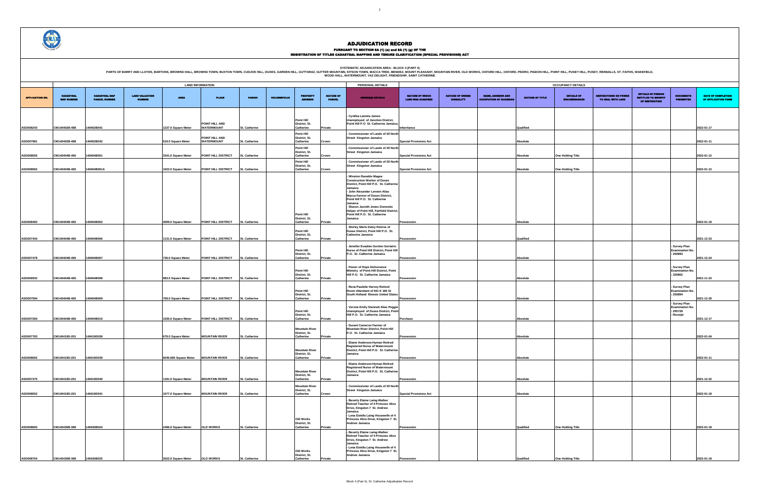# ADJUDICATION RECORD

PURSUANT TO SECTION 8A (1) (e) and 8A (1) (g) OF THE
REGISTRATION OF TITLES CADASTRAL MAPPING AND TENURE CLARIFICATION (SPECIAL PROVISIONS) ACT

SYSTEMATIC ADJUDICATION AREA : BLOCK 4 (PART 4)

PARTS OF BARRY AND LLOYDS, BARTONS, BROWNS HALL, BROWNS TOWN, BUXTON TOWN, CUDJOE HILL, DUXES, GARDEN HILL, GUTTARAZ, GUTTER MOUNTAIN, KITSON TOWN, MACCA TREE, MENDEZ, MOUNT PLEASANT, MOUNTAIN RIVER, OLD WORKS, OXFORD HILL, OXFORD, PEDRO, PIGEON HILL, POINT HILL, PUSEY HILL, PUSEY, RENNALLS, ST. FAITHS, WAKEFIELD, WOOD HALL, WATERMOUNT, VAZ DELIGHT, FRIENDSHIP, SAINT CATHERINE

| APPLICATION NO. | LAND INFORMATION | | | | | | | | | | PERSONAL DETAILS | OCCUPANCY DETAILS | | | | | | | | |
|---|---|---|---|---|---|---|---|---|---|---|---|---|---|---|---|---|---|---|---|---|
| | CADASTRAL MAP NUMBER | CADASTRAL MAP PARCEL NUMBER | LAND VALUATION NUMBER | AREA | PLACE | PARISH | VOLUME/FOLIO | PROPERTY ADDRESS | NATURE OF PARCEL | OWNER(S) DETAILS | NATURE BY WHICH LAND WAS ACQUIRED | NATURE OF OWNER DISABILITY | NAME, ADDRESS AND OCCUPATION OF GUARDIAN | NATURE OF TITLE | DETAILS OF ENCUMBRANCES | RESTRICTIONS ON POWER TO DEAL WITH LAND | DETAILS OF PERSON ENTITLED TO BENEFIT OF RESTRICTION | DOCUMENTS PRESENTED | DATE OF COMPLETION OF APPLICATION FORM |
| ASD008243 | CM140402B-488 | 140402B041 | | 1237.0 Square Meter | POINT HILL AND WATERMOUNT | St. Catherine | | Point Hill District, St. Catherine | Private | - Cynthia Latonia James Unemployed of Junction District, Point Hill P.O St. Catherine Jamaica | Inheritance | | | Qualified | | | | | 2022-01-17 |
| ASD007981 | CM140402B-488 | 140402B042 | | 619.0 Square Meter | POINT HILL AND WATERMOUNT | St. Catherine | | Point Hill District, St. Catherine | Crown | - Commissioner of Lands of 20 North Street Kingston Jamaica | Special Provisions Act | | | Absolute | | | | | 2022-01-11 |
| ASD008055 | CM140404B-465 | 140404B001 | | 3341.0 Square Meter | POINT HILL DISTRICT | St. Catherine | | Point Hill District, St. Catherine | Crown | - Commissioner of Lands of 20 North Street Kingston Jamaica | Special Provisions Act | | | Absolute | One Holding Title | | | | 2022-01-12 |
| ASD008062 | CM140404B-465 | 140404B001A | | 1022.0 Square Meter | POINT HILL DISTRICT | St. Catherine | | Point Hill District, St. Catherine | Crown | - Commissioner of Lands of 20 North Street Kingston Jamaica | Special Provisions Act | | | Absolute | One Holding Title | | | | 2022-01-12 |
| ASD008493 | CM140404B-465 | 140404B002 | | 4009.0 Square Meter | POINT HILL DISTRICT | St. Catherine | | Point Hill District, St. Catherine | Private | - Winston Ranaldo Magee Construction Worker of Duxes District, Point Hill P.O. St. Catherine Jamaica<br>- John Alexander Lennon Alias Macca Farmer of Duxes District, Point Hill P.O. St. Catherine Jamaica<br>- Sharon Jacinth Jones Domestic Helper of Point Hill, Fairfield District, Point Hill P.O. St. Catherine Jamaica | Possession | | | Absolute | | | | | 2022-01-19 |
| ASD007434 | CM140404B-465 | 140404B006 | | 1131.0 Square Meter | POINT HILL DISTRICT | St. Catherine | | Point Hill District, St. Catherine | Private | - Shirley Merle Daley Retiree of Duxes District, Point Hill P.O. St. Catherine Jamaica | Possession | | | Qualified | | | | | 2021-12-23 |
| ASD007478 | CM140404B-465 | 140404B007 | | 736.0 Square Meter | POINT HILL DISTRICT | St. Catherine | | Point Hill District, St. Catherine | Private | - Jennifer Evadnie Gordon Geriatric Nurse of Point Hill District, Point Hill P.O. St. Catherine Jamaica | Possession | | | Absolute | | | | - Survey Plan Examination No. : 250693 | 2021-12-24 |
| ASD006932 | CM140404B-465 | 140404B008 | | 983.0 Square Meter | POINT HILL DISTRICT | St. Catherine | | Point Hill District, St. Catherine | Private | - Power of Hope Deliverance Ministry of Point Hill District, Point Hill P.O. St. Catherine Jamaica | Possession | | | Absolute | | | | - Survey Plan Examination No. : 320802 | 2021-11-23 |
| ASD007594 | CM140404B-465 | 140404B009 | | 709.0 Square Meter | POINT HILL DISTRICT | St. Catherine | | Point Hill District, St. Catherine | Private | - Rena Paulette Harvey Retired Room Attendant of 541 E 160 St South Holland Illonois United States | Possession | | | Absolute | | | | - Survey Plan Examination No. : 250694 | 2021-12-29 |
| ASD007260 | CM140404B-465 | 140404B010 | | 1035.0 Square Meter | POINT HILL DISTRICT | St. Catherine | | Point Hill District, St. Catherine | Private | - Verona Emily Stennett Alias Peggie Unemployed of Duxes District, Point Hill P.O. St. Catherine Jamaica | Purchase | | | Absolute | | | | - Survey Plan Examination No. : 295728<br>- Receipt | 2021-12-17 |
| ASD007783 | CM140419D-201 | 140419D036 | | 679.0 Square Meter | MOUNTAIN RIVER | St. Catherine | | Mountain River District, St. Catherine | Private | - Durant Cameron Farmer of Mountain River District, Point Hill P.O. St. Catherine Jamaica | Possession | | | Absolute | | | | | 2022-01-04 |
| ASD008002 | CM140419D-201 | 140419D039 | | 6045.685 Square Meter | MOUNTAIN RIVER | St. Catherine | | Mountain River District, St. Catherine | Private | - Elaine Anderson-Hyman Retired Registered Nurse of Watermount District, Point Hill P.O. St. Catherine Jamaica | Possession | | | Absolute | | | | | 2022-01-11 |
| ASD007375 | CM140419D-201 | 140419D040 | | 1181.0 Square Meter | MOUNTAIN RIVER | St. Catherine | | Mountain River District, St. Catherine | Private | - Elaine Anderson-Hyman Retired Registered Nurse of Watermount District, Point Hill P.O. St. Catherine Jamaica | Possession | | | Absolute | | | | | 2021-12-22 |
| ASD008552 | CM140419D-201 | 140419D041 | | 1077.0 Square Meter | MOUNTAIN RIVER | St. Catherine | | Mountain River District, St. Catherine | Crown | - Commissioner of Lands of 20 North Street Kingston Jamaica | Special Provisions Act | | | Absolute | | | | | 2022-01-19 |
| ASD008693 | CM140430B-389 | 140430B024 | | 2496.0 Square Meter | OLD WORKS | St. Catherine | | Old Works District, St. Catherine | Private | - Beverly Elaine Laing-Walker Retired Teacher of 4 Princess Alice Drive, Kingston 7 St. Andrew Jamaica<br>- Lena Estella Laing Housewife of 4 Princess Alice Drive, Kingston 7 St. Andrew Jamaica | Possession | | | Qualified | One Holding Title | | | | 2022-01-19 |
| ASD008704 | CM140430B-389 | 140430B025 | | 3022.0 Square Meter | OLD WORKS | St. Catherine | | Old Works District, St. Catherine | Private | - Beverly Elaine Laing-Walker Retired Teacher of 4 Princess Alice Drive, Kingston 7 St. Andrew Jamaica<br>- Lena Estella Laing Housewife of 4 Princess Alice Drive, Kingston 7 St. Andrew Jamaica | Possession | | | Qualified | One Holding Title | | | | 2022-01-19 |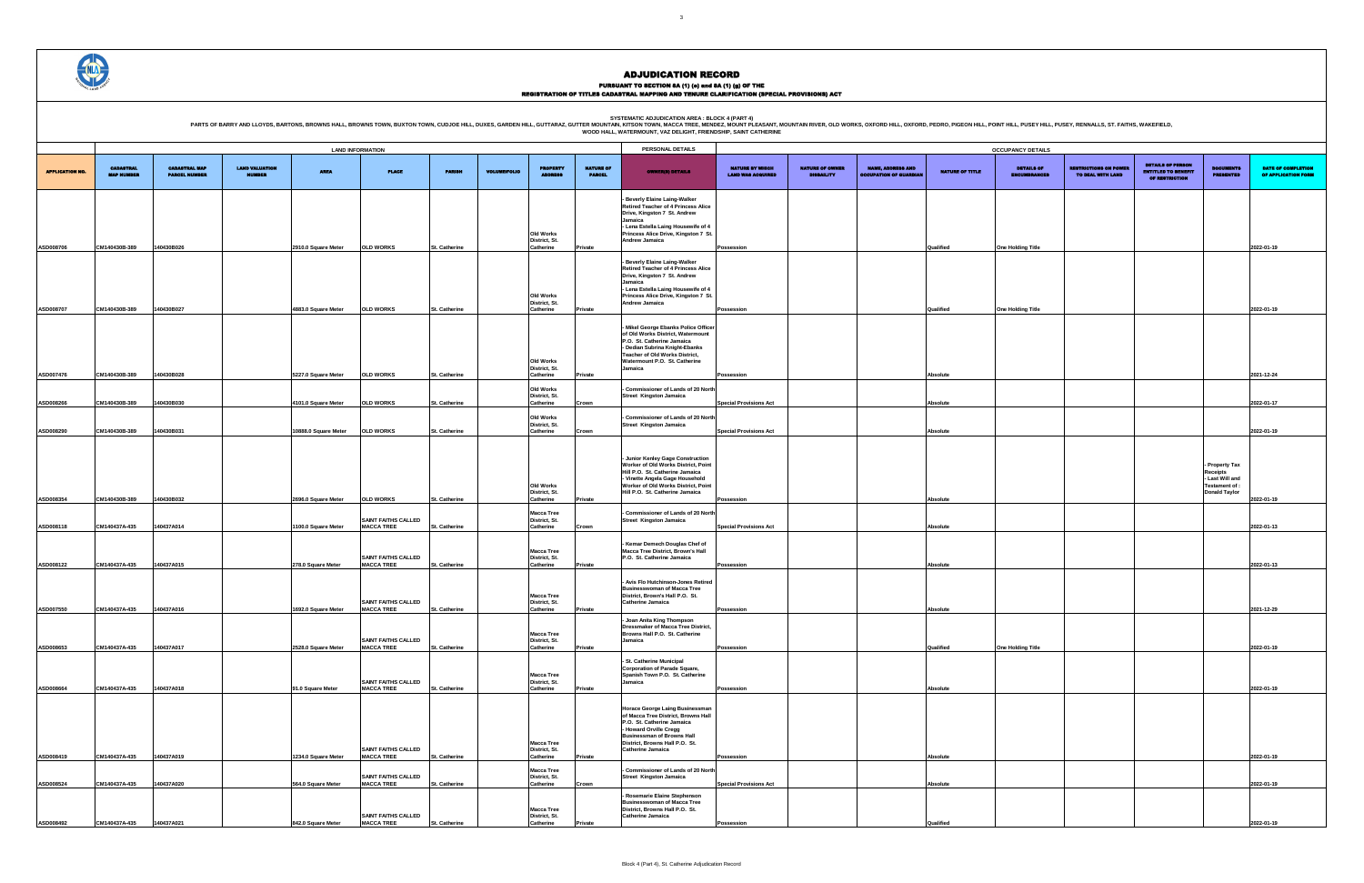# ADJUDICATION RECORD

**PURSUANT TO SECTION 8A (1) (e) and 8A (1) (g) OF THE**
**REGISTRATION OF TITLES CADASTRAL MAPPING AND TENURE CLARIFICATION (SPECIAL PROVISIONS) ACT**

SYSTEMATIC ADJUDICATION AREA : BLOCK 4 (PART 4)
PARTS OF BARRY AND LLOYDS, BARTONS, BROWNS HALL, BROWNS TOWN, BUXTON TOWN, CUDJOE HILL, DUKES, GARDEN HILL, GUTTARAZ, GUTTER MOUNTAIN, KITSON TOWN, MACCA TREE, MENDEZ, MOUNT PLEASANT, MOUNTAIN RIVER, OLD WORKS, OXFORD HILL, OXFORD, PEDRO, PIGEON HILL, POINT HILL, PUSEY HILL, PUSEY, RENNALLS, ST. FAITHS, WAKEFIELD, WOOD HALL, WATERMOUNT, VAZ DELIGHT, FRIENDSHIP, SAINT CATHERINE

| | LAND INFORMATION | | | | | | | | | PERSONAL DETAILS | OCCUPANCY DETAILS | | | | | | | | |
|---|---|---|---|---|---|---|---|---|---|---|---|---|---|---|---|---|---|---|---|
| APPLICATION NO. | CADASTRAL MAP NUMBER | CADASTRAL MAP PARCEL NUMBER | LAND VALUATION NUMBER | AREA | PLACE | PARISH | VOLUME/FOLIO | PROPERTY ADDRESS | NATURE OF PARCEL | OWNER(S) DETAILS | NATURE BY WHICH LAND WAS ACQUIRED | NATURE OF OWNER DISABILITY | NAME, ADDRESS AND OCCUPATION OF GUARDIAN | NATURE OF TITLE | DETAILS OF ENCUMBRANCES | RESTRICTIONS ON POWER TO DEAL WITH LAND | DETAILS OF PERSON ENTITLED TO BENEFIT OF RESTRICTION | DOCUMENTS PRESENTED | DATE OF COMPLETION OF APPLICATION FORM |
| ASD008706 | CM140430B-389 | 140430B026 | | 2910.0 Square Meter | OLD WORKS | St. Catherine | | Old Works District, St. Catherine | Private | - Beverly Elaine Laing-Walker Retired Teacher of 4 Princess Alice Drive, Kingston 7 St. Andrew Jamaica<br>- Lena Estella Laing Housewife of 4 Princess Alice Drive, Kingston 7 St. Andrew Jamaica | Possession | | | Qualified | One Holding Title | | | | 2022-01-19 |
| ASD008707 | CM140430B-389 | 140430B027 | | 4883.0 Square Meter | OLD WORKS | St. Catherine | | Old Works District, St. Catherine | Private | - Beverly Elaine Laing-Walker Retired Teacher of 4 Princess Alice Drive, Kingston 7 St. Andrew Jamaica<br>- Lena Estella Laing Housewife of 4 Princess Alice Drive, Kingston 7 St. Andrew Jamaica | Possession | | | Qualified | One Holding Title | | | | 2022-01-19 |
| ASD007476 | CM140430B-389 | 140430B028 | | 5227.0 Square Meter | OLD WORKS | St. Catherine | | Old Works District, St. Catherine | Private | - Mikel George Ebanks Police Officer of Old Works District, Watermount P.O. St. Catherine Jamaica<br>- Dedian Subrina Knight-Ebanks Teacher of Old Works District, Watermount P.O. St. Catherine Jamaica | Possession | | | Absolute | | | | | 2021-12-24 |
| ASD008266 | CM140430B-389 | 140430B030 | | 4101.0 Square Meter | OLD WORKS | St. Catherine | | Old Works District, St. Catherine | Crown | - Commissioner of Lands of 20 North Street Kingston Jamaica | Special Provisions Act | | | Absolute | | | | | 2022-01-17 |
| ASD008290 | CM140430B-389 | 140430B031 | | 10888.0 Square Meter | OLD WORKS | St. Catherine | | Old Works District, St. Catherine | Crown | - Commissioner of Lands of 20 North Street Kingston Jamaica | Special Provisions Act | | | Absolute | | | | | 2022-01-19 |
| ASD008354 | CM140430B-389 | 140430B032 | | 2696.0 Square Meter | OLD WORKS | St. Catherine | | Old Works District, St. Catherine | Private | - Junior Kenley Gage Construction Worker of Old Works District, Point Hill P.O. St. Catherine Jamaica<br>- Vinette Angela Gage Household Worker of Old Works District, Point Hill P.O. St. Catherine Jamaica | Possession | | | Absolute | | | | - Property Tax Receipts<br>- Last Will and Testament of : Donald Taylor | 2022-01-19 |
| ASD008118 | CM140437A-435 | 140437A014 | | 1100.0 Square Meter | SAINT FAITHS CALLED MACCA TREE | St. Catherine | | Macca Tree District, St. Catherine | Crown | - Commissioner of Lands of 20 North Street Kingston Jamaica | Special Provisions Act | | | Absolute | | | | | 2022-01-13 |
| ASD008122 | CM140437A-435 | 140437A015 | | 278.0 Square Meter | SAINT FAITHS CALLED MACCA TREE | St. Catherine | | Macca Tree District, St. Catherine | Private | - Kemar Demech Douglas Chef of Macca Tree District, Brown's Hall P.O. St. Catherine Jamaica | Possession | | | Absolute | | | | | 2022-01-13 |
| ASD007550 | CM140437A-435 | 140437A016 | | 1692.0 Square Meter | SAINT FAITHS CALLED MACCA TREE | St. Catherine | | Macca Tree District, St. Catherine | Private | - Avis Flo Hutchinson-Jones Retired Businesswoman of Macca Tree District, Brown's Hall P.O. St. Catherine Jamaica | Possession | | | Absolute | | | | | 2021-12-29 |
| ASD008653 | CM140437A-435 | 140437A017 | | 2528.0 Square Meter | SAINT FAITHS CALLED MACCA TREE | St. Catherine | | Macca Tree District, St. Catherine | Private | - Joan Anita King Thompson Dressmaker of Macca Tree District, Browns Hall P.O. St. Catherine Jamaica | Possession | | | Qualified | One Holding Title | | | | 2022-01-19 |
| ASD008664 | CM140437A-435 | 140437A018 | | 91.0 Square Meter | SAINT FAITHS CALLED MACCA TREE | St. Catherine | | Macca Tree District, St. Catherine | Private | - St. Catherine Municipal Corporation of Parade Square, Spanish Town P.O. St. Catherine Jamaica | Possession | | | Absolute | | | | | 2022-01-19 |
| ASD008419 | CM140437A-435 | 140437A019 | | 1234.0 Square Meter | SAINT FAITHS CALLED MACCA TREE | St. Catherine | | Macca Tree District, St. Catherine | Private | Horace George Laing Businessman of Macca Tree District, Browns Hall P.O. St. Catherine Jamaica<br>- Howard Orville Cregg Businessman of Browns Hall District, Browns Hall P.O. St. Catherine Jamaica | Possession | | | Absolute | | | | | 2022-01-19 |
| ASD008524 | CM140437A-435 | 140437A020 | | 564.0 Square Meter | SAINT FAITHS CALLED MACCA TREE | St. Catherine | | Macca Tree District, St. Catherine | Crown | - Commissioner of Lands of 20 North Street Kingston Jamaica | Special Provisions Act | | | Absolute | | | | | 2022-01-19 |
| ASD008492 | CM140437A-435 | 140437A021 | | 842.0 Square Meter | SAINT FAITHS CALLED MACCA TREE | St. Catherine | | Macca Tree District, St. Catherine | Private | - Rosemarie Elaine Stephenson Businesswoman of Macca Tree District, Browns Hall P.O. St. Catherine Jamaica | Possession | | | Qualified | | | | | 2022-01-19 |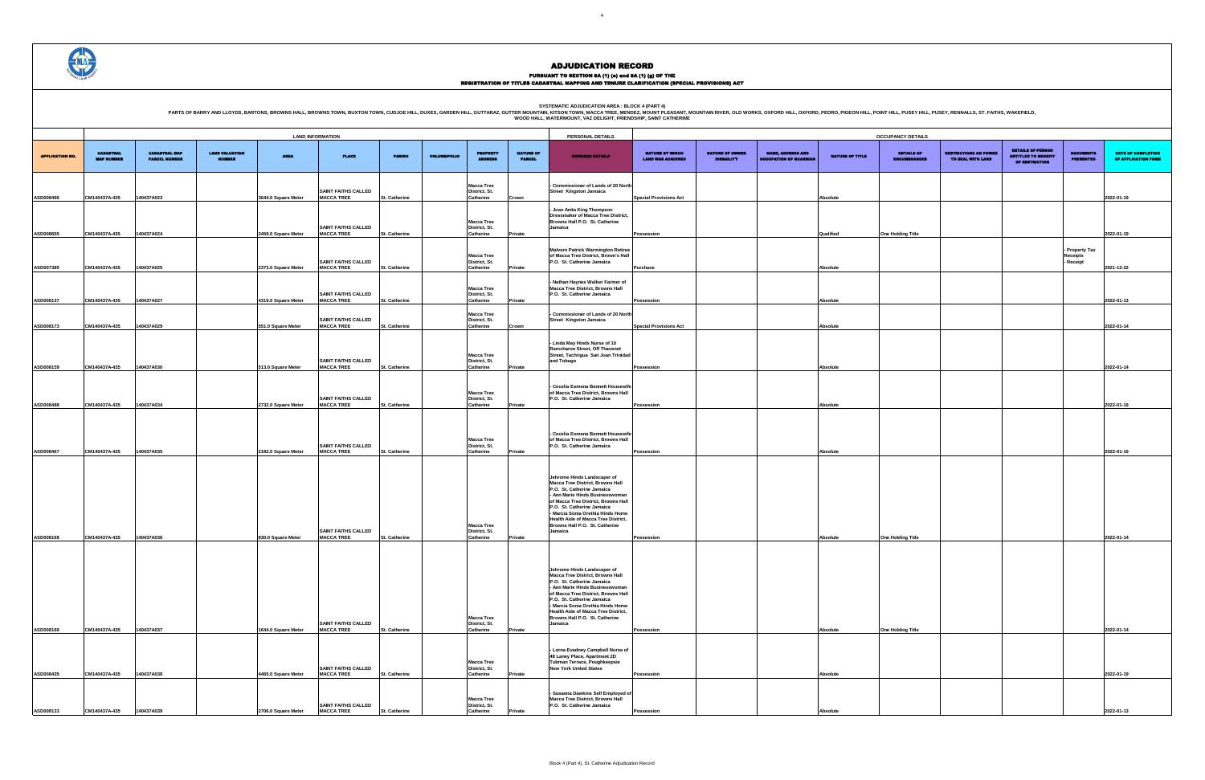# ADJUDICATION RECORD

**PURSUANT TO SECTION 8A (1) (e) and 8A (1) (g) OF THE**
**REGISTRATION OF TITLES CADASTRAL MAPPING AND TENURE CLARIFICATION (SPECIAL PROVISIONS) ACT**

**SYSTEMATIC ADJUDICATION AREA : BLOCK 4 (PART 4)**

PARTS OF BARRY AND LLOYDS, BARTONS, BROWNS HALL, BROWNS TOWN, BUXTON TOWN, CUDJOE HILL, DUXES, GARDEN HILL, GUTTARAZ, GUTTER MOUNTAIN, KITSON TOWN, MACCA TREE, MENDEZ, MOUNT PLEASANT, MOUNTAIN RIVER, OLD WORKS, OXFORD HILL, OXFORD, PEDRO, PIGEON HILL, POINT HILL, PUSEY HILL, PUSEY, RENNALLS, ST. FAITHS, WAKEFIELD, WOOD HALL, WATERMOUNT, VAZ DELIGHT, FRIENDSHIP, SAINT CATHERINE

| | LAND INFORMATION | | | | | | | | | PERSONAL DETAILS | OCCUPANCY DETAILS | | | | | | | | | |
|---|---|---|---|---|---|---|---|---|---|---|---|---|---|---|---|---|---|---|---|---|
| APPLICATION NO. | CADASTRAL MAP NUMBER | CADASTRAL MAP PARCEL NUMBER | LAND VALUATION NUMBER | AREA | PLACE | PARISH | VOLUME/FOLIO | PROPERTY ADDRESS | NATURE OF PARCEL | OWNER(S) DETAILS | NATURE BY WHICH LAND WAS ACQUIRED | NATURE OF OWNER DISABILITY | NAME, ADDRESS AND OCCUPATION OF GUARDIAN | NATURE OF TITLE | DETAILS OF ENCUMBRANCES | RESTRICTIONS ON POWER TO DEAL WITH LAND | DETAILS OF PERSON ENTITLED TO BENEFIT OF RESTRICTION | DOCUMENTS PRESENTED | DATE OF COMPLETION OF APPLICATION FORM |
| ASD008496 | CM140437A-435 | 140437A023 | | 3644.0 Square Meter | SAINT FAITHS CALLED MACCA TREE | St. Catherine | | Macca Tree District, St. Catherine | Crown | - Commissioner of Lands of 20 North Street Kingston Jamaica | Special Provisions Act | | | Absolute | | | | | 2022-01-19 |
| ASD008655 | CM140437A-435 | 140437A024 | | 3459.0 Square Meter | SAINT FAITHS CALLED MACCA TREE | St. Catherine | | Macca Tree District, St. Catherine | Private | - Joan Anita King Thompson Dressmaker of Macca Tree District, Browns Hall P.O. St. Catherine Jamaica | Possession | | | Qualified | One Holding Title | | | | 2022-01-19 |
| ASD007385 | CM140437A-435 | 140437A025 | | 2373.0 Square Meter | SAINT FAITHS CALLED MACCA TREE | St. Catherine | | Macca Tree District, St. Catherine | Private | Malvern Patrick Warmington Retiree of Macca Tree District, Brown's Hall P.O. St. Catherine Jamaica | Purchase | | | Absolute | | | | - Property Tax Receipts - Receipt | 2021-12-22 |
| ASD008137 | CM140437A-435 | 140437A027 | | 4319.0 Square Meter | SAINT FAITHS CALLED MACCA TREE | St. Catherine | | Macca Tree District, St. Catherine | Private | - Nathan Haynes Walker Farmer of Macca Tree District, Browns Hall P.O. St. Catherine Jamaica | Possession | | | Absolute | | | | | 2022-01-13 |
| ASD008173 | CM140437A-435 | 140437A029 | | 551.0 Square Meter | SAINT FAITHS CALLED MACCA TREE | St. Catherine | | Macca Tree District, St. Catherine | Crown | - Commissioner of Lands of 20 North Street Kingston Jamaica | Special Provisions Act | | | Absolute | | | | | 2022-01-14 |
| ASD008159 | CM140437A-435 | 140437A030 | | 513.0 Square Meter | SAINT FAITHS CALLED MACCA TREE | St. Catherine | | Macca Tree District, St. Catherine | Private | - Linda May Hinds Nurse of 10 Ramcharon Street, Off Thavenot Street, Tachrigua San Juan Trinidad and Tobago | Possession | | | Absolute | | | | | 2022-01-14 |
| ASD008488 | CM140437A-435 | 140437A034 | | 2732.0 Square Meter | SAINT FAITHS CALLED MACCA TREE | St. Catherine | | Macca Tree District, St. Catherine | Private | - Cecelia Esmena Bennett Housewife of Macca Tree District, Browns Hall P.O. St. Catherine Jamaica | Possession | | | Absolute | | | | | 2022-01-19 |
| ASD008467 | CM140437A-435 | 140437A035 | | 2182.0 Square Meter | SAINT FAITHS CALLED MACCA TREE | St. Catherine | | Macca Tree District, St. Catherine | Private | - Cecelia Esmena Bennett Housewife of Macca Tree District, Browns Hall P.O. St. Catherine Jamaica | Possession | | | Absolute | | | | | 2022-01-19 |
| ASD008168 | CM140437A-435 | 140437A036 | | 830.0 Square Meter | SAINT FAITHS CALLED MACCA TREE | St. Catherine | | Macca Tree District, St. Catherine | Private | Jehrome Hinds Landscaper of Macca Tree District, Browns Hall P.O. St. Catherine Jamaica - Ann Marie Hinds Businesswoman of Macca Tree District, Browns Hall P.O. St. Catherine Jamaica - Marcia Sonia Orethia Hinds Home Health Aide of Macca Tree District, Browns Hall P.O. St. Catherine Jamaica | Possession | | | Absolute | One Holding Title | | | | 2022-01-14 |
| ASD008169 | CM140437A-435 | 140437A037 | | 1644.0 Square Meter | SAINT FAITHS CALLED MACCA TREE | St. Catherine | | Macca Tree District, St. Catherine | Private | Jehrome Hinds Landscaper of Macca Tree District, Browns Hall P.O. St. Catherine Jamaica - Ann Marie Hinds Businesswoman of Macca Tree District, Browns Hall P.O. St. Catherine Jamaica - Marcia Sonia Orethia Hinds Home Health Aide of Macca Tree District, Browns Hall P.O. St. Catherine Jamaica | Possession | | | Absolute | One Holding Title | | | | 2022-01-14 |
| ASD008435 | CM140437A-435 | 140437A038 | | 4465.0 Square Meter | SAINT FAITHS CALLED MACCA TREE | St. Catherine | | Macca Tree District, St. Catherine | Private | - Lorna Evadney Campbell Nurse of 48 Laney Place, Apartment 2D Tubman Terrace, Poughkeepsie New York United States | Possession | | | Absolute | | | | | 2022-01-19 |
| ASD008133 | CM140437A-435 | 140437A039 | | 2706.0 Square Meter | SAINT FAITHS CALLED MACCA TREE | St. Catherine | | Macca Tree District, St. Catherine | Private | - Susanna Dawkins Self Employed of Macca Tree District, Browns Hall P.O. St. Catherine Jamaica | Possession | | | Absolute | | | | | 2022-01-13 |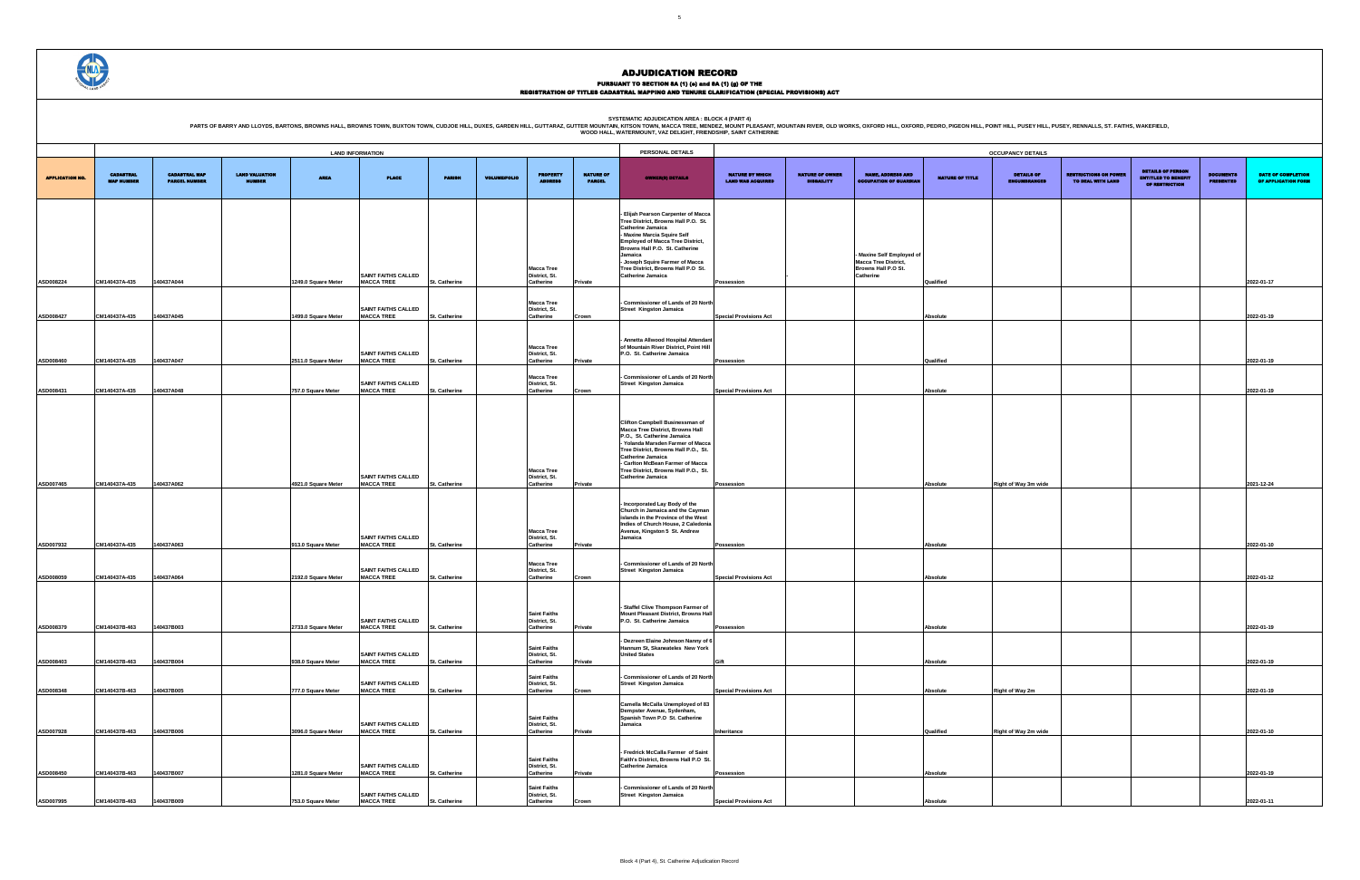# ADJUDICATION RECORD

## PURSUANT TO SECTION 8A (1) (e) and 8A (1) (g) OF THE REGISTRATION OF TITLES CADASTRAL MAPPING AND TENURE CLARIFICATION (SPECIAL PROVISIONS) ACT

SYSTEMATIC ADJUDICATION AREA : BLOCK 4 (PART 4)

PARTS OF BARRY AND LLOYDS, BARTONS, BROWNS HALL, BROWNS TOWN, BUXTON TOWN, CUDJOE HILL, DUXES, GARDEN HILL, GUTTARAZ, GUTTER MOUNTAIN, KITSON TOWN, MACCA TREE, MENDEZ, MOUNT PLEASANT, MOUNTAIN RIVER, OLD WORKS, OXFORD HILL, OXFORD, PEDRO, PIGEON HILL, POINT HILL, PUSEY HILL, PUSEY, RENNALLS, ST. FAITHS, WAKEFIELD, WOOD HALL, WATERMOUNT, VAZ DELIGHT, FRIENDSHIP, SAINT CATHERINE

| | LAND INFORMATION | | | | | | | | | PERSONAL DETAILS | OCCUPANCY DETAILS | | | | | | | | |
|---|---|---|---|---|---|---|---|---|---|---|---|---|---|---|---|---|---|---|---|
| APPLICATION NO. | CADASTRAL MAP NUMBER | CADASTRAL MAP PARCEL NUMBER | LAND VALUATION NUMBER | AREA | PLACE | PARISH | VOLUME/FOLIO | PROPERTY ADDRESS | NATURE OF PARCEL | OWNER(S) DETAILS | NATURE BY WHICH LAND WAS ACQUIRED | NATURE OF OWNER DISBAILITY | NAME, ADDRESS AND OCCUPATION OF GUARDIAN | NATURE OF TITLE | DETAILS OF ENCUMBRANCES | RESTRICTIONS ON POWER TO DEAL WITH LAND | DETAILS OF PERSON ENTITLED TO BENEFIT OF RESTRICTION | DOCUMENTS PRESENTED | DATE OF COMPLETION OF APPLICATION FORM |
| ASD008224 | CM140437A-435 | 140437A044 | | 1249.0 Square Meter | SAINT FAITHS CALLED MACCA TREE | St. Catherine | | Macca Tree District, St. Catherine | Private | - Elijah Pearson Carpenter of Macca Tree District, Browns Hall P.O. St. Catherine Jamaica<br>- Maxine Marcia Squire Self Employed of Macca Tree District, Browns Hall P.O. St. Catherine Jamaica<br>- Joseph Squire Farmer of Macca Tree District, Browns Hall P.O St. Catherine Jamaica | Possession | - | - Maxine Self Employed of Macca Tree District, Browns Hall P.O St. Catherine | Qualified | | | | | 2022-01-17 |
| ASD008427 | CM140437A-435 | 140437A045 | | 1499.0 Square Meter | SAINT FAITHS CALLED MACCA TREE | St. Catherine | | Macca Tree District, St. Catherine | Crown | - Commissioner of Lands of 20 North Street Kingston Jamaica | Special Provisions Act | | | Absolute | | | | | 2022-01-19 |
| ASD008460 | CM140437A-435 | 140437A047 | | 2511.0 Square Meter | SAINT FAITHS CALLED MACCA TREE | St. Catherine | | Macca Tree District, St. Catherine | Private | - Annetta Allwood Hospital Attendant of Mountain River District, Point Hill P.O. St. Catherine Jamaica | Possession | | | Qualified | | | | | 2022-01-19 |
| ASD008431 | CM140437A-435 | 140437A048 | | 757.0 Square Meter | SAINT FAITHS CALLED MACCA TREE | St. Catherine | | Macca Tree District, St. Catherine | Crown | - Commissioner of Lands of 20 North Street Kingston Jamaica | Special Provisions Act | | | Absolute | | | | | 2022-01-19 |
| ASD007465 | CM140437A-435 | 140437A062 | | 4921.0 Square Meter | SAINT FAITHS CALLED MACCA TREE | St. Catherine | | Macca Tree District, St. Catherine | Private | Clifton Campbell Businessman of Macca Tree District, Browns Hall P.O., St. Catherine Jamaica<br>- Yolanda Marsden Farmer of Macca Tree District, Browns Hall P.O., St. Catherine Jamaica<br>- Carlton McBean Farmer of Macca Tree District, Browns Hall P.O., St. Catherine Jamaica | Possession | | | Absolute | Right of Way 3m wide | | | | 2021-12-24 |
| ASD007932 | CM140437A-435 | 140437A063 | | 913.0 Square Meter | SAINT FAITHS CALLED MACCA TREE | St. Catherine | | Macca Tree District, St. Catherine | Private | - Incorporated Lay Body of the Church in Jamaica and the Cayman Islands in the Province of the West Indies of Church House, 2 Caledonia Avenue, Kingston 5 St. Andrew Jamaica | Possession | | | Absolute | | | | | 2022-01-10 |
| ASD008059 | CM140437A-435 | 140437A064 | | 2192.0 Square Meter | SAINT FAITHS CALLED MACCA TREE | St. Catherine | | Macca Tree District, St. Catherine | Crown | - Commissioner of Lands of 20 North Street Kingston Jamaica | Special Provisions Act | | | Absolute | | | | | 2022-01-12 |
| ASD008379 | CM140437B-463 | 140437B003 | | 2733.0 Square Meter | SAINT FAITHS CALLED MACCA TREE | St. Catherine | | Saint Faiths District, St. Catherine | Private | - Staffel Clive Thompson Farmer of Mount Pleasant District, Browns Hall P.O. St. Catherine Jamaica | Possession | | | Absolute | | | | | 2022-01-19 |
| ASD008403 | CM140437B-463 | 140437B004 | | 938.0 Square Meter | SAINT FAITHS CALLED MACCA TREE | St. Catherine | | Saint Faiths District, St. Catherine | Private | - Dezreen Elaine Johnson Nanny of 6 Hannum St, Skaneateles New York United States | Gift | | | Absolute | | | | | 2022-01-19 |
| ASD008348 | CM140437B-463 | 140437B005 | | 777.0 Square Meter | SAINT FAITHS CALLED MACCA TREE | St. Catherine | | Saint Faiths District, St. Catherine | Crown | - Commissioner of Lands of 20 North Street Kingston Jamaica | Special Provisions Act | | | Absolute | Right of Way 2m | | | | 2022-01-19 |
| ASD007928 | CM140437B-463 | 140437B006 | | 3096.0 Square Meter | SAINT FAITHS CALLED MACCA TREE | St. Catherine | | Saint Faiths District, St. Catherine | Private | Camella McCalla Unemployed of 63 Dempster Avenue, Sydenham, Spanish Town P.O St. Catherine Jamaica | Inheritance | | | Qualified | Right of Way 2m wide | | | | 2022-01-10 |
| ASD008450 | CM140437B-463 | 140437B007 | | 1281.0 Square Meter | SAINT FAITHS CALLED MACCA TREE | St. Catherine | | Saint Faiths District, St. Catherine | Private | - Fredrick McCalla Farmer of Saint Faith's District, Browns Hall P.O St. Catherine Jamaica | Possession | | | Absolute | | | | | 2022-01-19 |
| ASD007995 | CM140437B-463 | 140437B009 | | 753.0 Square Meter | SAINT FAITHS CALLED MACCA TREE | St. Catherine | | Saint Faiths District, St. Catherine | Crown | - Commissioner of Lands of 20 North Street Kingston Jamaica | Special Provisions Act | | | Absolute | | | | | 2022-01-11 |

Block 4 (Part 4), St. Catherine Adjudication Record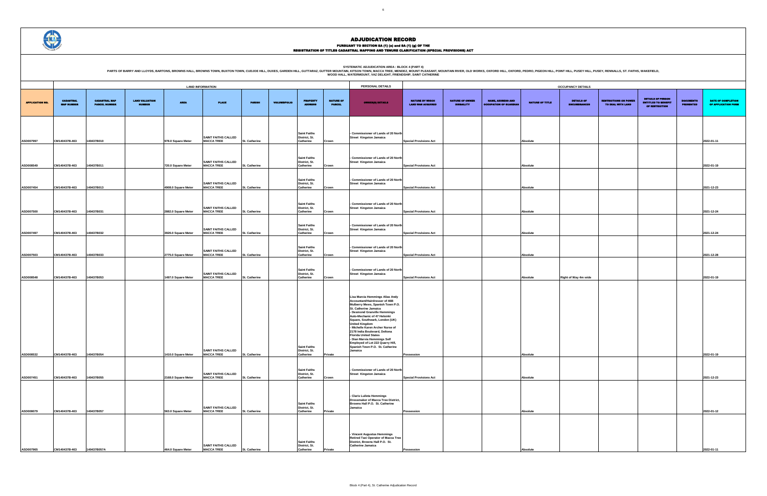# ADJUDICATION RECORD

**PURSUANT TO SECTION 8A (1) (e) and 8A (1) (g) OF THE**
**REGISTRATION OF TITLES CADASTRAL MAPPING AND TENURE CLARIFICATION (SPECIAL PROVISIONS) ACT**

**SYSTEMATIC ADJUDICATION AREA : BLOCK 4 (PART 4)**

PARTS OF BARRY AND LLOYDS, BARTONS, BROWNS HALL, BROWNS TOWN, BUXTON TOWN, CUDJOE HILL, DUXES, GARDEN HILL, GUTTARAZ, GUTTER MOUNTAIN, KITSON TOWN, MACCA TREE, MENDEZ, MOUNT PLEASANT, MOUNTAIN RIVER, OLD WORKS, OXFORD HILL, OXFORD, PEDRO, PIGEON HILL, POINT HILL, PUSEY HILL, PUSEY, RENNALLS, ST. FAITHS, WAKEFIELD, WOOD HALL, WATERMOUNT, VAZ DELIGHT, FRIENDSHIP, SAINT CATHERINE

| APPLICATION NO. | LAND INFORMATION | | | | | | | | | PERSONAL DETAILS | OCCUPANCY DETAILS | | | | | | | | |
|---|---|---|---|---|---|---|---|---|---|---|---|---|---|---|---|---|---|---|---|
| | CADASTRAL MAP NUMBER | CADASTRAL MAP PARCEL NUMBER | LAND VALUATION NUMBER | AREA | PLACE | PARISH | VOLUME/FOLIO | PROPERTY ADDRESS | NATURE OF PARCEL | OWNER(S) DETAILS | NATURE BY WHICH LAND WAS ACQUIRED | NATURE OF OWNER DISABILITY | NAME, ADDRESS AND OCCUPATION OF GUARDIAN | NATURE OF TITLE | DETAILS OF ENCUMBRANCES | RESTRICTIONS ON POWER TO DEAL WITH LAND | DETAILS OF PERSON ENTITLED TO BENEFIT OF RESTRICTION | DOCUMENTS PRESENTED | DATE OF COMPLETION OF APPLICATION FORM |
| ASD007997 | CM140437B-463 | 140437B010 | | 978.0 Square Meter | SAINT FAITHS CALLED MACCA TREE | St. Catherine | | Saint Faiths District, St. Catherine | Crown | - Commissioner of Lands of 20 North Street Kingston Jamaica | Special Provisions Act | | | Absolute | | | | | 2022-01-11 |
| ASD008549 | CM140437B-463 | 140437B011 | | 720.0 Square Meter | SAINT FAITHS CALLED MACCA TREE | St. Catherine | | Saint Faiths District, St. Catherine | Crown | - Commissioner of Lands of 20 North Street Kingston Jamaica | Special Provisions Act | | | Absolute | | | | | 2022-01-19 |
| ASD007454 | CM140437B-463 | 140437B013 | | 4908.0 Square Meter | SAINT FAITHS CALLED MACCA TREE | St. Catherine | | Saint Faiths District, St. Catherine | Crown | - Commissioner of Lands of 20 North Street Kingston Jamaica | Special Provisions Act | | | Absolute | | | | | 2021-12-23 |
| ASD007500 | CM140437B-463 | 140437B031 | | 2882.0 Square Meter | SAINT FAITHS CALLED MACCA TREE | St. Catherine | | Saint Faiths District, St. Catherine | Crown | - Commissioner of Lands of 20 North Street Kingston Jamaica | Special Provisions Act | | | Absolute | | | | | 2021-12-24 |
| ASD007497 | CM140437B-463 | 140437B032 | | 3926.0 Square Meter | SAINT FAITHS CALLED MACCA TREE | St. Catherine | | Saint Faiths District, St. Catherine | Crown | - Commissioner of Lands of 20 North Street Kingston Jamaica | Special Provisions Act | | | Absolute | | | | | 2021-12-24 |
| ASD007503 | CM140437B-463 | 140437B033 | | 2775.0 Square Meter | SAINT FAITHS CALLED MACCA TREE | St. Catherine | | Saint Faiths District, St. Catherine | Crown | - Commissioner of Lands of 20 North Street Kingston Jamaica | Special Provisions Act | | | Absolute | | | | | 2021-12-28 |
| ASD008548 | CM140437B-463 | 140437B053 | | 1497.0 Square Meter | SAINT FAITHS CALLED MACCA TREE | St. Catherine | | Saint Faiths District, St. Catherine | Crown | - Commissioner of Lands of 20 North Street Kingston Jamaica | Special Provisions Act | | | Absolute | Right of Way 4m wide | | | | 2022-01-19 |
| ASD008532 | CM140437B-463 | 140437B054 | | 1410.0 Square Meter | SAINT FAITHS CALLED MACCA TREE | St. Catherine | | Saint Faiths District, St. Catherine | Private | Lisa Marcia Hemmings Alias Andy Accountant/Hairdresser of 46B Mulberry Mews, Spanish Town P.O. St. Catherine Jamaica<br>- Desmond Granville Hemmings Auto-Mechanic of 47 Helsinki Square, Southwark, London (UK) United Kingdom<br>- Michelle Karen Archer Nurse of 2178 India Boulevard, Deltona Florida United States<br>- Dian Marvia Hemmings Self Employed of Lot 222 Quarry Hill, Spanish Town P.O. St. Catherine Jamaica | Possession | | | Absolute | | | | | 2022-01-19 |
| ASD007451 | CM140437B-463 | 140437B055 | | 2168.0 Square Meter | SAINT FAITHS CALLED MACCA TREE | St. Catherine | | Saint Faiths District, St. Catherine | Crown | - Commissioner of Lands of 20 North Street Kingston Jamaica | Special Provisions Act | | | Absolute | | | | | 2021-12-23 |
| ASD008079 | CM140437B-463 | 140437B057 | | 563.0 Square Meter | SAINT FAITHS CALLED MACCA TREE | St. Catherine | | Saint Faiths District, St. Catherine | Private | - Claris Lulleta Hemmings Dressmaker of Macca Tree District, Browns Hall P.O. St. Catherine Jamaica | Possession | | | Absolute | | | | | 2022-01-12 |
| ASD007965 | CM140437B-463 | 140437B057A | | 464.0 Square Meter | SAINT FAITHS CALLED MACCA TREE | St. Catherine | | Saint Faiths District, St. Catherine | Private | - Vincent Augustus Hemmings Retired Taxi Operator of Macca Tree District, Browns Hall P.O. St. Catherine Jamaica | Possession | | | Absolute | | | | | 2022-01-11 |

Block 4 (Part 4), St. Catherine Adjudication Record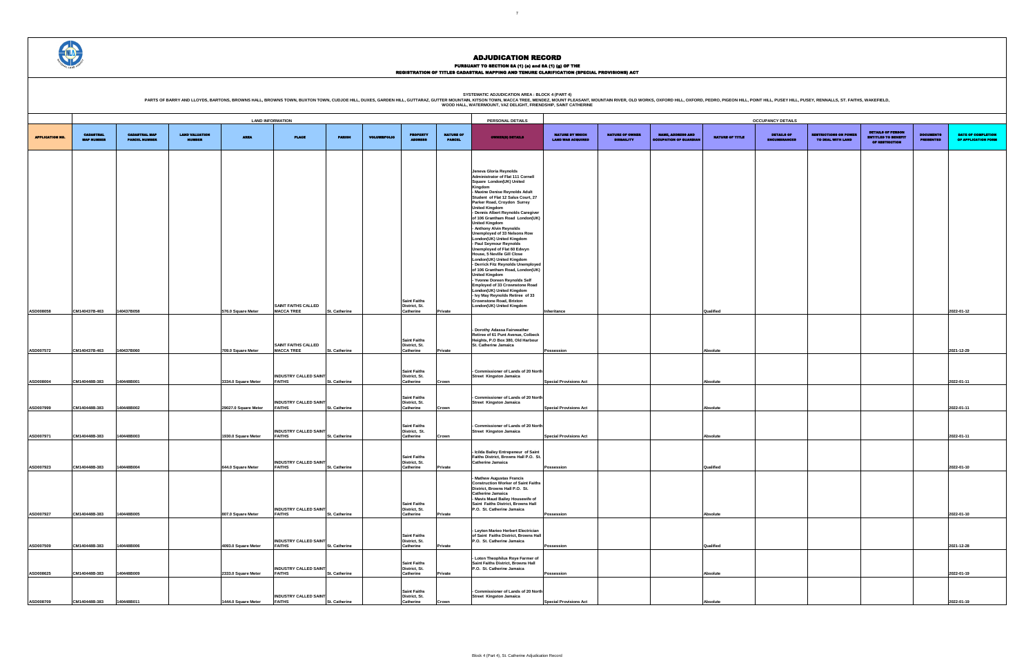# ADJUDICATION RECORD

**PURSUANT TO SECTION 8A (1) (a) and 8A (1) (g) OF THE**
**REGISTRATION OF TITLES CADASTRAL MAPPING AND TENURE CLARIFICATION (SPECIAL PROVISIONS) ACT**

**SYSTEMATIC ADJUDICATION AREA : BLOCK 4 (PART 4)**

PARTS OF BARRY AND LLOYDS, BARTONS, BROWNS HALL, BROWNS TOWN, BUXTON TOWN, CUDJOE HILL, DUXES, GARDEN HILL, GUTTARAZ, GUTTER MOUNTAIN, KITSON TOWN, MACCA TREE, MENDEZ, MOUNT PLEASANT, MOUNTAIN RIVER, OLD WORKS, OXFORD HILL, OXFORD, PEDRO, PIGEON HILL, POINT HILL, PUSEY HILL, PUSEY, RENNALLS, ST. FAITHS, WAKEFIELD, WOOD HALL, WATERMOUNT, VAZ DELIGHT, FRIENDSHIP, SAINT CATHERINE

| | LAND INFORMATION | | | | | | | | | PERSONAL DETAILS | OCCUPANCY DETAILS | | | | | | | | | |
|---|---|---|---|---|---|---|---|---|---|---|---|---|---|---|---|---|---|---|---|---|
| APPLICATION NO. | CADASTRAL MAP NUMBER | CADASTRAL MAP PARCEL NUMBER | LAND VALUATION NUMBER | AREA | PLACE | PARISH | VOLUME/FOLIO | PROPERTY ADDRESS | NATURE OF PARCEL | OWNER(S) DETAILS | NATURE BY WHICH LAND WAS ACQUIRED | NATURE OF OWNER DISABILITY | NAME, ADDRESS AND OCCUPATION OF GUARDIAN | NATURE OF TITLE | DETAILS OF ENCUMBRANCES | RESTRICTIONS ON POWER TO DEAL WITH LAND | DETAILS OF PERSON ENTITLED TO BENEFIT OF RESTRICTION | DOCUMENTS PRESENTED | DATE OF COMPLETION OF APPLICATION FORM |
| ASD008058 | CM140437B-463 | 140437B058 | | 576.0 Square Meter | SAINT FAITHS CALLED MACCA TREE | St. Catherine | | Saint Faiths District, St. Catherine | Private | Jeneva Gloria Reynolds Administrator of Flat 111 Cornell Square London(UK) United Kingdom<br>- Maxine Denise Reynolds Adult Student of Flat 12 Salus Court, 27 Parker Road, Croydon Surrey United Kingdom<br>- Dennis Albert Reynolds Caregiver of 106 Grantham Road London(UK) United Kingdom<br>- Anthony Alvin Reynolds Unemployed of 33 Nelsons Row London(UK) United Kingdom<br>- Paul Seymour Reynolds Unemployed of Flat 60 Edwyn House, 5 Neville Gill Close London(UK) United Kingdom<br>- Derrick Fitz Reynolds Unemployed of 106 Grantham Road, London(UK) United Kingdom<br>- Yvonne Doreen Reynolds Self Employed of 33 Crownstone Road London(UK) United Kingdom<br>- Ivy May Reynolds Retiree of 33 Crownstone Road, Brixton London(UK) United Kingdom | Inheritance | | | Qualified | | | | | 2022-01-12 |
| ASD007572 | CM140437B-463 | 140437B060 | | 709.0 Square Meter | SAINT FAITHS CALLED MACCA TREE | St. Catherine | | Saint Faiths District, St. Catherine | Private | - Dorothy Adassa Fairweather Retiree of 61 Punt Avenue, Colbeck Heights, P.O Box 380, Old Harbour St. Catherine Jamaica | Possession | | | Absolute | | | | | 2021-12-29 |
| ASD008004 | CM140448B-383 | 140448B001 | | 3334.0 Square Meter | INDUSTRY CALLED SAINT FAITHS | St. Catherine | | Saint Faiths District, St. Catherine | Crown | - Commissioner of Lands of 20 North Street Kingston Jamaica | Special Provisions Act | | | Absolute | | | | | 2022-01-11 |
| ASD007999 | CM140448B-383 | 140448B002 | | 29027.0 Square Meter | INDUSTRY CALLED SAINT FAITHS | St. Catherine | | Saint Faiths District, St. Catherine | Crown | - Commissioner of Lands of 20 North Street Kingston Jamaica | Special Provisions Act | | | Absolute | | | | | 2022-01-11 |
| ASD007971 | CM140448B-383 | 140448B003 | | 1930.0 Square Meter | INDUSTRY CALLED SAINT FAITHS | St. Catherine | | Saint Faiths District, St. Catherine | Crown | - Commissioner of Lands of 20 North Street Kingston Jamaica | Special Provisions Act | | | Absolute | | | | | 2022-01-11 |
| ASD007923 | CM140448B-383 | 140448B004 | | 644.0 Square Meter | INDUSTRY CALLED SAINT FAITHS | St. Catherine | | Saint Faiths District, St. Catherine | Private | - Iclida Bailey Entrepeneur of Saint Faiths District, Browns Hall P.O. St. Catherine Jamaica | Possession | | | Qualified | | | | | 2022-01-10 |
| ASD007927 | CM140448B-383 | 140448B005 | | 807.0 Square Meter | INDUSTRY CALLED SAINT FAITHS | St. Catherine | | Saint Faiths District, St. Catherine | Private | - Mathew Augustas Francis Construction Worker of Saint Faiths District, Browns Hall P.O. St. Catherine Jamaica<br>- Mavis Maud Bailey Housewife of Saint Faiths District, Browns Hall P.O. St. Catherine Jamaica | Possession | | | Absolute | | | | | 2022-01-10 |
| ASD007509 | CM140448B-383 | 140448B006 | | 4093.0 Square Meter | INDUSTRY CALLED SAINT FAITHS | St. Catherine | | Saint Faiths District, St. Catherine | Private | - Leyton Marieo Herbert Electrician of Saint Faiths District, Browns Hall P.O. St. Catherine Jamaica | Possession | | | Qualified | | | | | 2021-12-28 |
| ASD008625 | CM140448B-383 | 140448B009 | | 2333.0 Square Meter | INDUSTRY CALLED SAINT FAITHS | St. Catherine | | Saint Faiths District, St. Catherine | Private | - Loton Theophilus Roye Farmer of Saint Faiths District, Browns Hall P.O. St. Catherine Jamaica | Possession | | | Absolute | | | | | 2022-01-19 |
| ASD008709 | CM140448B-383 | 140448B011 | | 1444.0 Square Meter | INDUSTRY CALLED SAINT FAITHS | St. Catherine | | Saint Faiths District, St. Catherine | Crown | - Commissioner of Lands of 20 North Street Kingston Jamaica | Special Provisions Act | | | Absolute | | | | | 2022-01-19 |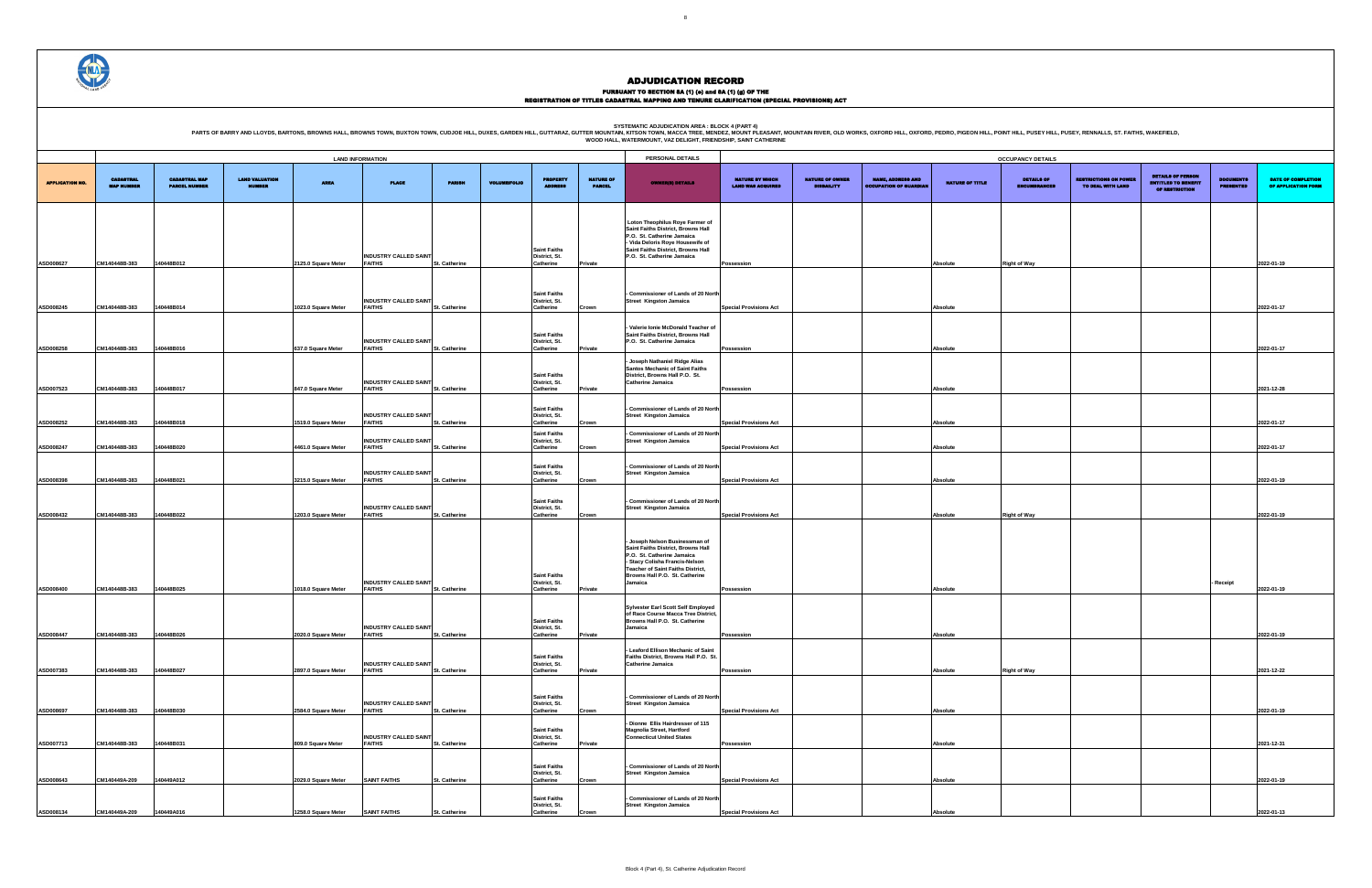# ADJUDICATION RECORD

PURSUANT TO SECTION 8A (1) (e) and 8A (1) (g) OF THE

REGISTRATION OF TITLES CADASTRAL MAPPING AND TENURE CLARIFICATION (SPECIAL PROVISIONS) ACT

SYSTEMATIC ADJUDICATION AREA : BLOCK 4 (PART 4)

PARTS OF BARRY AND LLOYDS, BARTONS, BROWNS HALL, BROWNS TOWN, BUXTON TOWN, CUDJOE HILL, DUXES, GARDEN HILL, GUTTARAZ, GUTTER MOUNTAIN, KITSON TOWN, MACCA TREE, MENDEZ, MOUNT PLEASANT, MOUNTAIN RIVER, OLD WORKS, OXFORD HILL, OXFORD, PEDRO, PIGEON HILL, POINT HILL, PUSEY HILL, PUSEY, RENNALLS, ST. FAITHS, WAKEFIELD, WOOD HALL, WATERMOUNT, VAZ DELIGHT, FRIENDSHIP, SAINT CATHERINE

| | LAND INFORMATION | | | | | | | | | PERSONAL DETAILS | OCCUPANCY DETAILS | | | | | | | | |
|---|---|---|---|---|---|---|---|---|---|---|---|---|---|---|---|---|---|---|---|
| APPLICATION NO. | CADASTRAL MAP NUMBER | CADASTRAL MAP PARCEL NUMBER | LAND VALUATION NUMBER | AREA | PLACE | PARISH | VOLUME/FOLIO | PROPERTY ADDRESS | NATURE OF PARCEL | OWNER(S) DETAILS | NATURE BY WHICH LAND WAS ACQUIRED | NATURE OF OWNER DISBAILITY | NAME, ADDRESS AND OCCUPATION OF GUARDIAN | NATURE OF TITLE | DETAILS OF ENCUMBRANCES | RESTRICTIONS ON POWER TO DEAL WITH LAND | DETAILS OF PERSON ENTITLED TO BENEFIT OF RESTRICTION | DOCUMENTS PRESENTED | DATE OF COMPLETION OF APPLICATION FORM |
| ASD008627 | CM140448B-383 | 140448B012 | | 2125.0 Square Meter | INDUSTRY CALLED SAINT FAITHS | St. Catherine | | Saint Faiths District, St. Catherine | Private | Loton Theophilus Roye Farmer of Saint Faiths District, Browns Hall P.O. St. Catherine Jamaica - Vida Deloris Roye Housewife of Saint Faiths District, Browns Hall P.O. St. Catherine Jamaica | Possession | | | Absolute | Right of Way | | | | 2022-01-19 |
| ASD008245 | CM140448B-383 | 140448B014 | | 1023.0 Square Meter | INDUSTRY CALLED SAINT FAITHS | St. Catherine | | Saint Faiths District, St. Catherine | Crown | - Commissioner of Lands of 20 North Street Kingston Jamaica | Special Provisions Act | | | Absolute | | | | | 2022-01-17 |
| ASD008258 | CM140448B-383 | 140448B016 | | 637.0 Square Meter | INDUSTRY CALLED SAINT FAITHS | St. Catherine | | Saint Faiths District, St. Catherine | Private | - Valerie Ionie McDonald Teacher of Saint Faiths District, Browns Hall P.O. St. Catherine Jamaica | Possession | | | Absolute | | | | | 2022-01-17 |
| ASD007523 | CM140448B-383 | 140448B017 | | 847.0 Square Meter | INDUSTRY CALLED SAINT FAITHS | St. Catherine | | Saint Faiths District, St. Catherine | Private | - Joseph Nathaniel Ridge Alias Santos Mechanic of Saint Faiths District, Browns Hall P.O. St. Catherine Jamaica | Possession | | | Absolute | | | | | 2021-12-28 |
| ASD008252 | CM140448B-383 | 140448B018 | | 1519.0 Square Meter | INDUSTRY CALLED SAINT FAITHS | St. Catherine | | Saint Faiths District, St. Catherine | Crown | - Commissioner of Lands of 20 North Street Kingston Jamaica | Special Provisions Act | | | Absolute | | | | | 2022-01-17 |
| ASD008247 | CM140448B-383 | 140448B020 | | 4461.0 Square Meter | INDUSTRY CALLED SAINT FAITHS | St. Catherine | | Saint Faiths District, St. Catherine | Crown | - Commissioner of Lands of 20 North Street Kingston Jamaica | Special Provisions Act | | | Absolute | | | | | 2022-01-17 |
| ASD008398 | CM140448B-383 | 140448B021 | | 3215.0 Square Meter | INDUSTRY CALLED SAINT FAITHS | St. Catherine | | Saint Faiths District, St. Catherine | Crown | - Commissioner of Lands of 20 North Street Kingston Jamaica | Special Provisions Act | | | Absolute | | | | | 2022-01-19 |
| ASD008432 | CM140448B-383 | 140448B022 | | 1203.0 Square Meter | INDUSTRY CALLED SAINT FAITHS | St. Catherine | | Saint Faiths District, St. Catherine | Crown | - Commissioner of Lands of 20 North Street Kingston Jamaica | Special Provisions Act | | | Absolute | Right of Way | | | | 2022-01-19 |
| ASD008400 | CM140448B-383 | 140448B025 | | 1018.0 Square Meter | INDUSTRY CALLED SAINT FAITHS | St. Catherine | | Saint Faiths District, St. Catherine | Private | - Joseph Nelson Businessman of Saint Faiths District, Browns Hall P.O. St. Catherine Jamaica - Stacy Colisha Francis-Nelson Teacher of Saint Faiths District, Browns Hall P.O. St. Catherine Jamaica | Possession | | | Absolute | | | | - Receipt | 2022-01-19 |
| ASD008447 | CM140448B-383 | 140448B026 | | 2020.0 Square Meter | INDUSTRY CALLED SAINT FAITHS | St. Catherine | | Saint Faiths District, St. Catherine | Private | Sylvester Earl Scott Self Employed of Race Course Macca Tree District, Browns Hall P.O. St. Catherine Jamaica | Possession | | | Absolute | | | | | 2022-01-19 |
| ASD007383 | CM140448B-383 | 140448B027 | | 2897.0 Square Meter | INDUSTRY CALLED SAINT FAITHS | St. Catherine | | Saint Faiths District, St. Catherine | Private | - Lewford Ellison Mechanic of Saint Faiths District, Browns Hall P.O. St. Catherine Jamaica | Possession | | | Absolute | Right of Way | | | | 2021-12-22 |
| ASD008697 | CM140448B-383 | 140448B030 | | 2584.0 Square Meter | INDUSTRY CALLED SAINT FAITHS | St. Catherine | | Saint Faiths District, St. Catherine | Crown | - Commissioner of Lands of 20 North Street Kingston Jamaica | Special Provisions Act | | | Absolute | | | | | 2022-01-19 |
| ASD007713 | CM140448B-383 | 140448B031 | | 809.0 Square Meter | INDUSTRY CALLED SAINT FAITHS | St. Catherine | | Saint Faiths District, St. Catherine | Private | - Dionne Ellis Hairdresser of 115 Magnolia Street, Hartford Connecticut United States | Possession | | | Absolute | | | | | 2021-12-31 |
| ASD008643 | CM140449A-209 | 140449A012 | | 2029.0 Square Meter | SAINT FAITHS | St. Catherine | | Saint Faiths District, St. Catherine | Crown | - Commissioner of Lands of 20 North Street Kingston Jamaica | Special Provisions Act | | | Absolute | | | | | 2022-01-19 |
| ASD008134 | CM140449A-209 | 140449A016 | | 1258.0 Square Meter | SAINT FAITHS | St. Catherine | | Saint Faiths District, St. Catherine | Crown | - Commissioner of Lands of 20 North Street Kingston Jamaica | Special Provisions Act | | | Absolute | | | | | 2022-01-13 |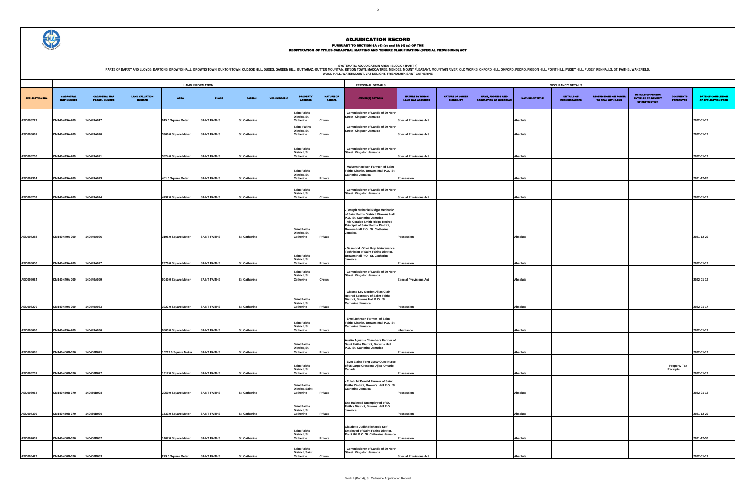# ADJUDICATION RECORD

**PURSUANT TO SECTION 8A (1) (e) and 8A (1) (g) OF THE**

**REGISTRATION OF TITLES CADASTRAL MAPPING AND TENURE CLARIFICATION (SPECIAL PROVISIONS) ACT**

SYSTEMATIC ADJUDICATION AREA : BLOCK 4 (PART 4)

PARTS OF BARRY AND LLOYDS, BARTONS, BROWNS HALL, BROWNS TOWN, BUXTON TOWN, CUDJOE HILL, DUXES, GARDEN HILL, GUTTARAZ, GUTTER MOUNTAIN, KITSON TOWN, MACCA TREE, MENDEZ, MOUNT PLEASANT, MOUNTAIN RIVER, OLD WORKS, OXFORD HILL, OXFORD, PEDRO, PIGEON HILL, POINT HILL, PUSEY HILL, PUSEY, RENNALLS, ST. FAITHS, WAKEFIELD, WOOD HALL, WATERMOUNT, VAZ DELIGHT, FRIENDSHIP, SAINT CATHERINE

| | LAND INFORMATION | | | | | | | | | PERSONAL DETAILS | OCCUPANCY DETAILS | | | | | | | | | |
|---|---|---|---|---|---|---|---|---|---|---|---|---|---|---|---|---|---|---|---|---|
| APPLICATION NO. | CADASTRAL MAP NUMBER | CADASTRAL MAP PARCEL NUMBER | LAND VALUATION NUMBER | AREA | PLACE | PARISH | VOLUME/FOLIO | PROPERTY ADDRESS | NATURE OF PARCEL | OWNER(S) DETAILS | NATURE BY WHICH LAND WAS ACQUIRED | NATURE OF OWNER DISBAILITY | NAME, ADDRESS AND OCCUPATION OF GUARDIAN | NATURE OF TITLE | DETAILS OF ENCUMBRANCES | RESTRICTIONS ON POWER TO DEAL WITH LAND | DETAILS OF PERSON ENTITLED TO BENEFIT OF RESTRICTION | DOCUMENTS PRESENTED | DATE OF COMPLETION OF APPLICATION FORM |
| ASD008229 | CM140449A-209 | 140449A017 | | 915.0 Square Meter | SAINT FAITHS | St. Catherine | | Saint Faiths District, St. Catherine | Crown | - Commissioner of Lands of 20 North Street Kingston Jamaica | Special Provisions Act | | | Absolute | | | | | 2022-01-17 |
| ASD008061 | CM140449A-209 | 140449A020 | | 3966.0 Square Meter | SAINT FAITHS | St. Catherine | | Saint Faiths District, St. Catherine | Crown | - Commissioner of Lands of 20 North Street Kingston Jamaica | Special Provisions Act | | | Absolute | | | | | 2022-01-12 |
| ASD008230 | CM140449A-209 | 140449A021 | | 3824.0 Square Meter | SAINT FAITHS | St. Catherine | | Saint Faiths District, St. Catherine | Crown | - Commissioner of Lands of 20 North Street Kingston Jamaica | Special Provisions Act | | | Absolute | | | | | 2022-01-17 |
| ASD007314 | CM140449A-209 | 140449A023 | | 451.0 Square Meter | SAINT FAITHS | St. Catherine | | Saint Faiths District, St. Catherine | Private | - Malvern Harrison Farmer of Saint Faiths District, Browns Hall P.O. St. Catherine Jamaica | Possession | | | Absolute | | | | | 2021-12-20 |
| ASD008253 | CM140449A-209 | 140449A024 | | 4792.0 Square Meter | SAINT FAITHS | St. Catherine | | Saint Faiths District, St. Catherine | Crown | - Commissioner of Lands of 20 North Street Kingston Jamaica | Special Provisions Act | | | Absolute | | | | | 2022-01-17 |
| ASD007288 | CM140449A-209 | 140449A026 | | 3196.0 Square Meter | SAINT FAITHS | St. Catherine | | Saint Faiths District, St. Catherine | Private | - Joseph Nathaniel Ridge Mechanic of Saint Faiths District, Browns Hall P.O. St. Catherine Jamaica<br>- Ivis Coralee Smith-Ridge Retired Principal of Saint Faiths District, Browns Hall P.O. St. Catherine Jamaica | Possession | | | Absolute | | | | | 2021-12-20 |
| ASD008050 | CM140449A-209 | 140449A027 | | 2376.0 Square Meter | SAINT FAITHS | St. Catherine | | Saint Faiths District, St. Catherine | Private | - Desmond O'neil Roy Maintenance Technician of Saint Faiths District, Browns Hall P.O. St. Catherine Jamaica | Possession | | | Absolute | | | | | 2022-01-12 |
| ASD008054 | CM140449A-209 | 140449A029 | | 9049.0 Square Meter | SAINT FAITHS | St. Catherine | | Saint Faiths District, St. Catherine | Crown | - Commissioner of Lands of 20 North Street Kingston Jamaica | Special Provisions Act | | | Absolute | | | | | 2022-01-12 |
| ASD008270 | CM140449A-209 | 140449A033 | | 3927.0 Square Meter | SAINT FAITHS | St. Catherine | | Saint Faiths District, St. Catherine | Private | - Glasme Loy Gordon Alias Clair Retired Secretary of Saint Faiths District, Browns Hall P.O. St. Catherine Jamaica | Possession | | | Absolute | | | | | 2022-01-17 |
| ASD008660 | CM140449A-209 | 140449A036 | | 9803.0 Square Meter | SAINT FAITHS | St. Catherine | | Saint Faiths District, St. Catherine | Private | - Errol Johnson Farmer of Saint Faiths District, Browns Hall P.O. St. Catherine Jamaica | Inheritance | | | Absolute | | | | | 2022-01-19 |
| ASD008065 | CM140450B-370 | 140450B025 | | 10217.0 Square Meter | SAINT FAITHS | St. Catherine | | Saint Faiths District, St. Catherine | Private | Austin Agustus Chambers Farmer of Saint Faiths District, Browns Hall P.O. St. Catherine Jamaica | Possession | | | Absolute | | | | | 2022-01-12 |
| ASD008231 | CM140450B-370 | 140450B027 | | 1317.0 Square Meter | SAINT FAITHS | St. Catherine | | Saint Faiths District, St. Catherine | Private | - Evet Elaine Fong Lyew Quee Nurse of 95 Large Crescent, Ajax Ontario Canada | Possession | | | Absolute | | | | - Property Tax Receipts | 2022-01-17 |
| ASD008064 | CM140450B-370 | 140450B028 | | 2059.0 Square Meter | SAINT FAITHS | St. Catherine | | Saint Faiths District, Saint Catherine | Private | - Eulah McDonald Farmer of Saint Faiths District, Brown's Hall P.O. St. Catherine Jamaica | Possession | | | Absolute | | | | | 2022-01-12 |
| ASD007309 | CM140450B-370 | 140450B030 | | 1533.0 Square Meter | SAINT FAITHS | St. Catherine | | Saint Faiths District, St. Catherine | Private | Ena Halstead Unemployed of St. Faith's District, Browns Hall P.O. Jamaica | Possession | | | Absolute | | | | | 2021-12-20 |
| ASD007631 | CM140450B-370 | 140450B032 | | 1407.0 Square Meter | SAINT FAITHS | St. Catherine | | Saint Faiths District, St. Catherine | Private | Claudette Judith Richards Self Employed of Saint Faiths District, Point Hill P.O. St. Catherine Jamaica | Possession | | | Absolute | | | | | 2021-12-30 |
| ASD008422 | CM140450B-370 | 140450B033 | | 279.0 Square Meter | SAINT FAITHS | St. Catherine | | Saint Faiths District, Saint Catherine | Crown | - Commissioner of Lands of 20 North Street Kingston Jamaica | Special Provisions Act | | | Absolute | | | | | 2022-01-19 |

Block 4 (Part 4), St. Catherine Adjudication Record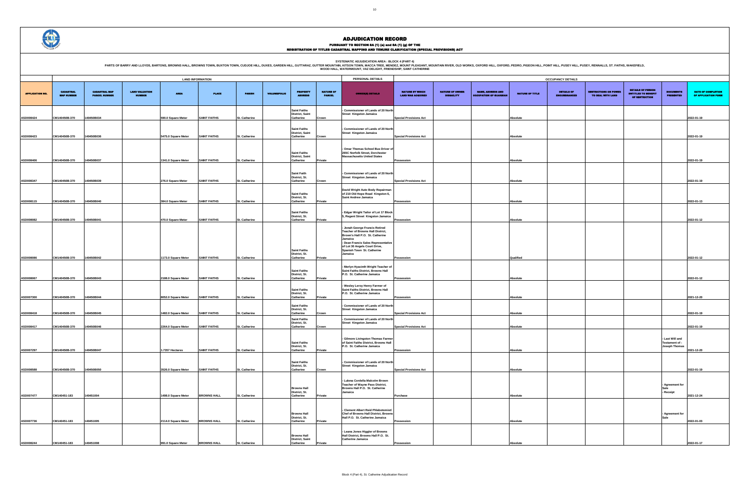# ADJUDICATION RECORD

**PURSUANT TO SECTION 8A (1) (e) and 8A (1) (g) OF THE**
**REGISTRATION OF TITLES CADASTRAL MAPPING AND TENURE CLARIFICATION (SPECIAL PROVISIONS) ACT**

**SYSTEMATIC ADJUDICATION AREA : BLOCK 4 (PART 4)**

PARTS OF BARRY AND LLOYDS, BARTONS, BROWNS HALL, BROWNS TOWN, BUXTON TOWN, CUDJOE HILL, DUXES, GARDEN HILL, GUTTARAZ, GUTTER MOUNTAIN, KITSON TOWN, MACCA TREE, MENDEZ, MOUNT PLEASANT, MOUNTAIN RIVER, OLD WORKS, OXFORD HILL, OXFORD, PEDRO, PIGEON HILL, POINT HILL, PUSEY HILL, PUSEY, RENNALLS, ST. FAITHS, WAKEFIELD, WOOD HALL, WATERMOUNT, VAZ DELIGHT, FRIENDSHIP, SAINT CATHERINE

| | LAND INFORMATION | | | | | | | | | PERSONAL DETAILS | OCCUPANCY DETAILS | | | | | | | | |
|---|---|---|---|---|---|---|---|---|---|---|---|---|---|---|---|---|---|---|---|
| APPLICATION NO. | CADASTRAL MAP NUMBER | CADASTRAL MAP PARCEL NUMBER | LAND VALUATION NUMBER | AREA | PLACE | PARISH | VOLUME/FOLIO | PROPERTY ADDRESS | NATURE OF PARCEL | OWNER(S) DETAILS | NATURE BY WHICH LAND WAS ACQUIRED | NATURE OF OWNER DISABILITY | NAME, ADDRESS AND OCCUPATION OF GUARDIAN | NATURE OF TITLE | DETAILS OF ENCUMBRANCES | RESTRICTIONS ON POWER TO DEAL WITH LAND | DETAILS OF PERSON ENTITLED TO BENEFIT OF RESTRICTION | DOCUMENTS PRESENTED | DATE OF COMPLETION OF APPLICATION FORM |
| ASD008424 | CM140450B-370 | 140450B034 | | 590.0 Square Meter | SAINT FAITHS | St. Catherine | | Saint Faiths District, Saint Catherine | Crown | - Commissioner of Lands of 20 North Street Kingston Jamaica | Special Provisions Act | | | Absolute | | | | | 2022-01-19 |
| ASD008423 | CM140450B-370 | 140450B036 | | 5475.0 Square Meter | SAINT FAITHS | St. Catherine | | Saint Faiths District, Saint Catherine | Crown | - Commissioner of Lands of 20 North Street Kingston Jamaica | Special Provisions Act | | | Absolute | | | | | 2022-01-19 |
| ASD008406 | CM140450B-370 | 140450B037 | | 1341.0 Square Meter | SAINT FAITHS | St. Catherine | | Saint Faiths District, Saint Catherine | Private | - Omar Thomas School Bus Driver of 265C Norfolk Street, Dorchester Massachusetts United States | Possession | | | Absolute | | | | | 2022-01-19 |
| ASD008347 | CM140450B-370 | 140450B039 | | 276.0 Square Meter | SAINT FAITHS | St. Catherine | | Saint Faith District, St. Catherine | Crown | - Commissioner of Lands of 20 North Street Kingston Jamaica | Special Provisions Act | | | Absolute | | | | | 2022-01-19 |
| ASD008115 | CM140450B-370 | 140450B040 | | 384.0 Square Meter | SAINT FAITHS | St. Catherine | | Saint Faiths District, St. Catherine | Private | David Wright Auto Body Repairman of 219 Old Hope Road Kingston 6, Saint Andrew Jamaica | Possession | | | Absolute | | | | | 2022-01-13 |
| ASD008082 | CM140450B-370 | 140450B041 | | 470.0 Square Meter | SAINT FAITHS | St. Catherine | | Saint Faiths District, St. Catherine | Private | - Edgar Wright Tailor of Lot 17 Block 5, Regent Street Kingston Jamaica | Possession | | | Absolute | | | | | 2022-01-12 |
| ASD008086 | CM140450B-370 | 140450B042 | | 1173.0 Square Meter | SAINT FAITHS | St. Catherine | | Saint Faiths District, St. Catherine | Private | - Jonah George Francis Retired Teacher of Browns Hall District, Brown's Hall P.O. St. Catherine Jamaica<br>- Dean Francis Sales Representative of Lot 30 Angels Court Drive, Spanish Town St. Catherine Jamaica | Possession | | | Qualified | | | | | 2022-01-12 |
| ASD008067 | CM140450B-370 | 140450B043 | | 2188.0 Square Meter | SAINT FAITHS | St. Catherine | | Saint Faiths District, St. Catherine | Private | - Merlyn Hyacinth Wright Teacher of Saint Faiths District, Browns Hall P.O. St. Catherine Jamaica | Possession | | | Absolute | | | | | 2022-01-12 |
| ASD007300 | CM140450B-370 | 140450B044 | | 8052.0 Square Meter | SAINT FAITHS | St. Catherine | | Saint Faiths District, St. Catherine | Private | - Wesley Leroy Henry Farmer of Saint Faiths District, Browns Hall P.O. St. Catherine Jamaica | Possession | | | Absolute | | | | | 2021-12-20 |
| ASD008418 | CM140450B-370 | 140450B045 | | 1482.0 Square Meter | SAINT FAITHS | St. Catherine | | Saint Faiths District, St. Catherine | Crown | - Commissioner of Lands of 20 North Street Kingston Jamaica | Special Provisions Act | | | Absolute | | | | | 2022-01-19 |
| ASD008417 | CM140450B-370 | 140450B046 | | 2264.0 Square Meter | SAINT FAITHS | St. Catherine | | Saint Faiths District, St. Catherine | Crown | - Commissioner of Lands of 20 North Street Kingston Jamaica | Special Provisions Act | | | Absolute | | | | | 2022-01-19 |
| ASD007297 | CM140450B-370 | 140450B047 | | 1.7357 Hectares | SAINT FAITHS | St. Catherine | | Saint Faiths District, St. Catherine | Private | - Gilmore Livingston Thomas Farmer of Saint Faiths District, Browns Hall P.O. St. Catherine Jamaica | Possession | | | Absolute | | | | - Last Will and Testament of : Joseph Thomas | 2021-12-20 |
| ASD008588 | CM140450B-370 | 140450B050 | | 3526.0 Square Meter | SAINT FAITHS | St. Catherine | | Saint Faiths District, St. Catherine | Crown | - Commissioner of Lands of 20 North Street Kingston Jamaica | Special Provisions Act | | | Absolute | | | | | 2022-01-19 |
| ASD007477 | CM140451-183 | 140451004 | | 1498.0 Square Meter | BROWNS HALL | St. Catherine | | Browns Hall District, St. Catherine | Private | - Lulena Cordella Malcolm Brown Teacher of Wayne Pass District, Browns Hall P.O. St. Catherine Jamaica | Purchase | | | Absolute | | | | - Agreement for Sale<br>- Receipt | 2021-12-24 |
| ASD007736 | CM140451-183 | 140451005 | | 2114.0 Square Meter | BROWNS HALL | St. Catherine | | Browns Hall District, St. Catherine | Private | - Clement Albert Reid Phlebotomist/ Chef of Browns Hall District, Browns Hall P.O. St. Catherine Jamaica | Possession | | | Absolute | | | | - Agreement for Sale | 2022-01-03 |
| ASD008244 | CM140451-183 | 140451008 | | 991.0 Square Meter | BROWNS HALL | St. Catherine | | Browns Hall District, Saint Catherine | Private | - Leana Jones Higgler of Browns Hall District, Browns Hall P.O. St. Catherine Jamaica | Possession | | | Absolute | | | | | 2022-01-17 |

Block 4 (Part 4), St. Catherine Adjudication Record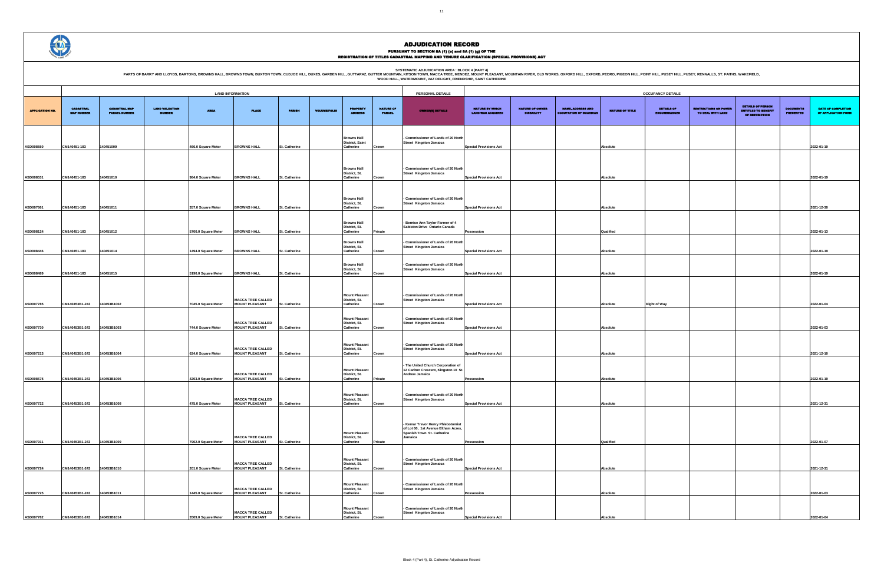# ADJUDICATION RECORD

## PURSUANT TO SECTION 8A (1) (e) and 8A (1) (g) OF THE REGISTRATION OF TITLES CADASTRAL MAPPING AND TENURE CLARIFICATION (SPECIAL PROVISIONS) ACT

SYSTEMATIC ADJUDICATION AREA : BLOCK 4 (PART 4)

PARTS OF BARRY AND LLOYDS, BARTONS, BROWNS HALL, BROWNS TOWN, BUXTON TOWN, CUDJOE HILL, DUXES, GARDEN HILL, GUTTARAZ, GUTTER MOUNTAIN, KITSON TOWN, MACCA TREE, MENDEZ, MOUNT PLEASANT, MOUNTAIN RIVER, OLD WORKS, OXFORD HILL, OXFORD, PEDRO, PIGEON HILL, POINT HILL, PUSEY HILL, PUSEY, RENNALLS, ST. FAITHS, WAKEFIELD, WOOD HALL, WATERMOUNT, VAZ DELIGHT, FRIENDSHIP, SAINT CATHERINE

| | LAND INFORMATION | | | | | | | | | PERSONAL DETAILS | OCCUPANCY DETAILS | | | | | | | | | |
|---|---|---|---|---|---|---|---|---|---|---|---|---|---|---|---|---|---|---|---|---|
| APPLICATION NO. | CADASTRAL MAP NUMBER | CADASTRAL MAP PARCEL NUMBER | LAND VALUATION NUMBER | AREA | PLACE | PARISH | VOLUME/FOLIO | PROPERTY ADDRESS | NATURE OF PARCEL | OWNER(S) DETAILS | NATURE BY WHICH LAND WAS ACQUIRED | NATURE OF OWNER DISABILITY | NAME, ADDRESS AND OCCUPATION OF GUARDIAN | NATURE OF TITLE | DETAILS OF ENCUMBRANCES | RESTRICTIONS ON POWER TO DEAL WITH LAND | DETAILS OF PERSON ENTITLED TO BENEFIT OF RESTRICTION | DOCUMENTS PRESENTED | DATE OF COMPLETION OF APPLICATION FORM |
| ASD008550 | CM140451-183 | 140451009 | | 466.0 Square Meter | BROWNS HALL | St. Catherine | | Browns Hall District, Saint Catherine | Crown | - Commissioner of Lands of 20 North Street Kingston Jamaica | Special Provisions Act | | | Absolute | | | | | 2022-01-19 |
| ASD008531 | CM140451-183 | 140451010 | | 984.0 Square Meter | BROWNS HALL | St. Catherine | | Browns Hall District, St. Catherine | Crown | - Commissioner of Lands of 20 North Street Kingston Jamaica | Special Provisions Act | | | Absolute | | | | | 2022-01-19 |
| ASD007661 | CM140451-183 | 140451011 | | 357.0 Square Meter | BROWNS HALL | St. Catherine | | Browns Hall District, St. Catherine | Crown | - Commissioner of Lands of 20 North Street Kingston Jamaica | Special Provisions Act | | | Absolute | | | | | 2021-12-30 |
| ASD008124 | CM140451-183 | 140451012 | | 5700.0 Square Meter | BROWNS HALL | St. Catherine | | Browns Hall District, St. Catherine | Private | - Bernice Ann Taylor Farmer of 4 Sabiston Drive Ontario Canada | Possession | | | Qualified | | | | | 2022-01-13 |
| ASD008446 | CM140451-183 | 140451014 | | 1494.0 Square Meter | BROWNS HALL | St. Catherine | | Browns Hall District, St. Catherine | Crown | - Commissioner of Lands of 20 North Street Kingston Jamaica | Special Provisions Act | | | Absolute | | | | | 2022-01-19 |
| ASD008489 | CM140451-183 | 140451015 | | 5190.0 Square Meter | BROWNS HALL | St. Catherine | | Browns Hall District, St. Catherine | Crown | - Commissioner of Lands of 20 North Street Kingston Jamaica | Special Provisions Act | | | Absolute | | | | | 2022-01-19 |
| ASD007765 | CM140453B1-243 | 140453B1002 | | 7045.0 Square Meter | MACCA TREE CALLED MOUNT PLEASANT | St. Catherine | | Mount Pleasant District, St. Catherine | Crown | - Commissioner of Lands of 20 North Street Kingston Jamaica | Special Provisions Act | | | Absolute | Right of Way | | | | 2022-01-04 |
| ASD007730 | CM140453B1-243 | 140453B1003 | | 744.0 Square Meter | MACCA TREE CALLED MOUNT PLEASANT | St. Catherine | | Mount Pleasant District, St. Catherine | Crown | - Commissioner of Lands of 20 North Street Kingston Jamaica | Special Provisions Act | | | Absolute | | | | | 2022-01-03 |
| ASD007213 | CM140453B1-243 | 140453B1004 | | 624.0 Square Meter | MACCA TREE CALLED MOUNT PLEASANT | St. Catherine | | Mount Pleasant District, St. Catherine | Crown | - Commissioner of Lands of 20 North Street Kingston Jamaica | Special Provisions Act | | | Absolute | | | | | 2021-12-10 |
| ASD008675 | CM140453B1-243 | 140453B1006 | | 4203.0 Square Meter | MACCA TREE CALLED MOUNT PLEASANT | St. Catherine | | Mount Pleasant District, St. Catherine | Private | - The United Church Corporation of 12 Carlton Crescent, Kingston 10 St. Andrew Jamaica | Possession | | | Absolute | | | | | 2022-01-19 |
| ASD007722 | CM140453B1-243 | 140453B1008 | | 475.0 Square Meter | MACCA TREE CALLED MOUNT PLEASANT | St. Catherine | | Mount Pleasant District, St. Catherine | Crown | - Commissioner of Lands of 20 North Street Kingston Jamaica | Special Provisions Act | | | Absolute | | | | | 2021-12-31 |
| ASD007911 | CM140453B1-243 | 140453B1009 | | 7902.0 Square Meter | MACCA TREE CALLED MOUNT PLEASANT | St. Catherine | | Mount Pleasant District, St. Catherine | Private | - Kemar Trevor Henry Phlebotomist of Lot 60, 1st Avenue Eltham Acres, Spanish Town St. Catherine Jamaica | Possession | | | Qualified | | | | | 2022-01-07 |
| ASD007724 | CM140453B1-243 | 140453B1010 | | 201.0 Square Meter | MACCA TREE CALLED MOUNT PLEASANT | St. Catherine | | Mount Pleasant District, St. Catherine | Crown | - Commissioner of Lands of 20 North Street Kingston Jamaica | Special Provisions Act | | | Absolute | | | | | 2021-12-31 |
| ASD007725 | CM140453B1-243 | 140453B1011 | | 1445.0 Square Meter | MACCA TREE CALLED MOUNT PLEASANT | St. Catherine | | Mount Pleasant District, St. Catherine | Crown | - Commissioner of Lands of 20 North Street Kingston Jamaica | Possession | | | Absolute | | | | | 2022-01-03 |
| ASD007782 | CM140453B1-243 | 140453B1014 | | 3509.0 Square Meter | MACCA TREE CALLED MOUNT PLEASANT | St. Catherine | | Mount Pleasant District, St. Catherine | Crown | - Commissioner of Lands of 20 North Street Kingston Jamaica | Special Provisions Act | | | Absolute | | | | | 2022-01-04 |

Block 4 (Part 4), St. Catherine Adjudication Record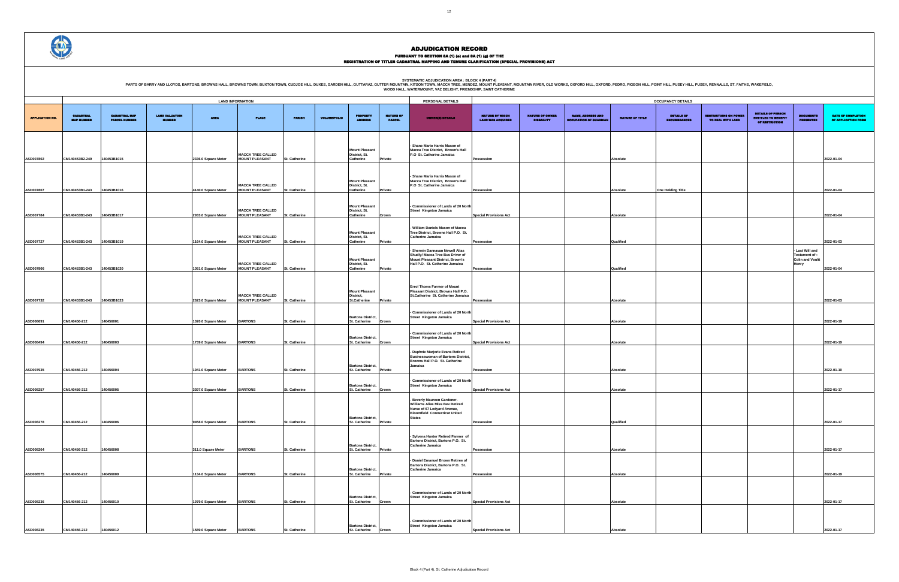# ADJUDICATION RECORD

**PURSUANT TO SECTION 8A (1) (e) and 8A (1) (g) OF THE**
**REGISTRATION OF TITLES CADASTRAL MAPPING AND TENURE CLARIFICATION (SPECIAL PROVISIONS) ACT**

SYSTEMATIC ADJUDICATION AREA : BLOCK 4 (PART 4)
PARTS OF BARRY AND LLOYDS, BARTONS, BROWNS HALL, BROWNS TOWN, BUXTON TOWN, CUDJOE HILL, DUXES, GARDEN HILL, GUTTARAZ, GUTTER MOUNTAIN, KITSON TOWN, MACCA TREE, MENDEZ, MOUNT PLEASANT, MOUNTAIN RIVER, OLD WORKS, OXFORD HILL, OXFORD, PEDRO, PIGEON HILL, POINT HILL, PUSEY HILL, PUSEY, RENNALLS, ST. FAITHS, WAKEFIELD, WOOD HALL, WATERMOUNT, VAZ DELIGHT, FRIENDSHIP, SAINT CATHERINE

| | LAND INFORMATION | | | | | | | | | PERSONAL DETAILS | OCCUPANCY DETAILS | | | | | | | | |
|---|---|---|---|---|---|---|---|---|---|---|---|---|---|---|---|---|---|---|---|
| APPLICATION NO. | CADASTRAL MAP NUMBER | CADASTRAL MAP PARCEL NUMBER | LAND VALUATION NUMBER | AREA | PLACE | PARISH | VOLUME/FOLIO | PROPERTY ADDRESS | NATURE OF PARCEL | OWNER(S) DETAILS | NATURE BY WHICH LAND WAS ACQUIRED | NATURE OF OWNER DISBAILITY | NAME, ADDRESS AND OCCUPATION OF GUARDIAN | NATURE OF TITLE | DETAILS OF ENCUMBRANCES | RESTRICTIONS ON POWER TO DEAL WITH LAND | DETAILS OF PERSON ENTITLED TO BENEFIT OF RESTRICTION | DOCUMENTS PRESENTED | DATE OF COMPLETION OF APPLICATION FORM |
| ASD007802 | CM140453B2-249 | 140453B1015 | | 2336.0 Square Meter | MACCA TREE CALLED MOUNT PLEASANT | St. Catherine | | Mount Pleasant District, St. Catherine | Private | - Shane Mario Harris Mason of Macca Tree District, Brown's Hall P.O St. Catherine Jamaica | Possession | | | Absolute | | | | | 2022-01-04 |
| ASD007807 | CM140453B1-243 | 140453B1016 | | 4140.0 Square Meter | MACCA TREE CALLED MOUNT PLEASANT | St. Catherine | | Mount Pleasant District, St. Catherine | Private | - Shane Mario Harris Mason of Macca Tree District, Brown's Hall P.O St. Catherine Jamaica | Possession | | | Absolute | One Holding Title | | | | 2022-01-04 |
| ASD007784 | CM140453B1-243 | 140453B1017 | | 2933.0 Square Meter | MACCA TREE CALLED MOUNT PLEASANT | St. Catherine | | Mount Pleasant District, St. Catherine | Crown | - Commissioner of Lands of 20 North Street Kingston Jamaica | Special Provisions Act | | | Absolute | | | | | 2022-01-04 |
| ASD007727 | CM140453B1-243 | 140453B1019 | | 1164.0 Square Meter | MACCA TREE CALLED MOUNT PLEASANT | St. Catherine | | Mount Pleasant District, St. Catherine | Private | - William Daniels Mason of Macca Tree District, Browns Hall P.O. St. Catherine Jamaica | Possession | | | Qualified | | | | | 2022-01-03 |
| ASD007806 | CM140453B1-243 | 140453B1020 | | 1051.0 Square Meter | MACCA TREE CALLED MOUNT PLEASANT | St. Catherine | | Mount Pleasant District, St. Catherine | Private | - Sherwin Dannavan Newell Alias Shully/ Macca Tree Bus Driver of Mount Pleasant District, Brown's Hall P.O. St. Catherine Jamaica | Possession | | | Qualified | | | | - Last Will and Testament of : Colin and Voulit Henry | 2022-01-04 |
| ASD007732 | CM140453B1-243 | 140453B1023 | | 2623.0 Square Meter | MACCA TREE CALLED MOUNT PLEASANT | St. Catherine | | Mount Pleasant District, St.Catherine | Private | Errol Thoms Farmer of Mount Pleasant District, Browns Hall P.O. St.Catherine St. Catherine Jamaica | Possession | | | Absolute | | | | | 2022-01-03 |
| ASD008691 | CM140456-212 | 140456001 | | 1020.0 Square Meter | BARTONS | St. Catherine | | Bartons District, St. Catherine | Crown | - Commissioner of Lands of 20 North Street Kingston Jamaica | Special Provisions Act | | | Absolute | | | | | 2022-01-19 |
| ASD008494 | CM140456-212 | 140456003 | | 1739.0 Square Meter | BARTONS | St. Catherine | | Bartons District, St. Catherine | Crown | - Commissioner of Lands of 20 North Street Kingston Jamaica | Special Provisions Act | | | Absolute | | | | | 2022-01-19 |
| ASD007935 | CM140456-212 | 140456004 | | 1941.0 Square Meter | BARTONS | St. Catherine | | Bartons District, St. Catherine | Private | - Daphnie Marjorie Evans Retired Businesswoman of Bartons District, Browns Hall P.O. St. Catherine Jamaica | Possession | | | Absolute | | | | | 2022-01-10 |
| ASD008257 | CM140456-212 | 140456005 | | 3397.0 Square Meter | BARTONS | St. Catherine | | Bartons District, St. Catherine | Crown | - Commissioner of Lands of 20 North Street Kingston Jamaica | Special Provisions Act | | | Absolute | | | | | 2022-01-17 |
| ASD008278 | CM140456-212 | 140456006 | | 9458.0 Square Meter | BARTONS | St. Catherine | | Bartons District, St. Catherine | Private | - Beverly Maureen Gardener-Williams Alias Miss Bev Retired Nurse of 67 Ledyard Avenue, Bloomfield Connecticut United States | Possession | | | Qualified | | | | | 2022-01-17 |
| ASD008204 | CM140456-212 | 140456008 | | 311.0 Square Meter | BARTONS | St. Catherine | | Bartons District, St. Catherine | Private | - Sylvena Hunter Retired Farmer of Bartons District, Bartons P.O. St. Catherine Jamaica | Possession | | | Absolute | | | | | 2022-01-17 |
| ASD008575 | CM140456-212 | 140456009 | | 1134.0 Square Meter | BARTONS | St. Catherine | | Bartons District, St. Catherine | Private | - Daniel Emanuel Brown Retiree of Bartons District, Bartons P.O. St. Catherine Jamaica | Possession | | | Absolute | | | | | 2022-01-19 |
| ASD008236 | CM140456-212 | 140456010 | | 1979.0 Square Meter | BARTONS | St. Catherine | | Bartons District, St. Catherine | Crown | - Commissioner of Lands of 20 North Street Kingston Jamaica | Special Provisions Act | | | Absolute | | | | | 2022-01-17 |
| ASD008235 | CM140456-212 | 140456012 | | 1589.0 Square Meter | BARTONS | St. Catherine | | Bartons District, St. Catherine | Crown | - Commissioner of Lands of 20 North Street Kingston Jamaica | Special Provisions Act | | | Absolute | | | | | 2022-01-17 |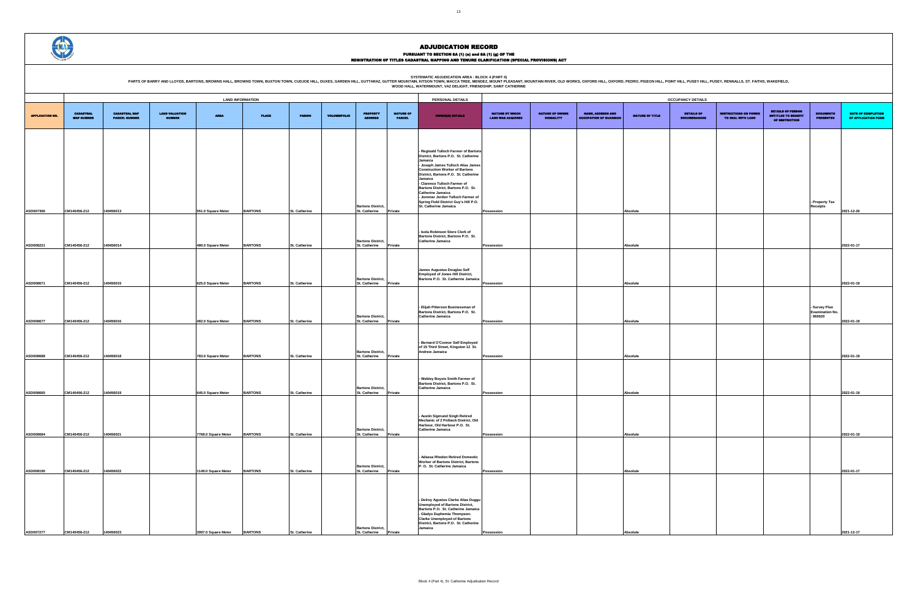# ADJUDICATION RECORD

**PURSUANT TO SECTION 8A (1) (e) and 8A (1) (g) OF THE**

**REGISTRATION OF TITLES CADASTRAL MAPPING AND TENURE CLARIFICATION (SPECIAL PROVISIONS) ACT**

SYSTEMATIC ADJUDICATION AREA : BLOCK 4 (PART 4)

PARTS OF BARRY AND LLOYDS, BARTONS, BROWNS HALL, BROWNS TOWN, BUXTON TOWN, CUDJOE HILL, DUXES, GARDEN HILL, GUTTARAZ, GUTTER MOUNTAIN, KITSON TOWN, MACCA TREE, MENDEZ, MOUNT PLEASANT, MOUNTAIN RIVER, OLD WORKS, OXFORD HILL, OXFORD, PEDRO, PIGEON HILL, POINT HILL, PUSEY HILL, PUSEY, RENNALLS, ST. FAITHS, WAKEFIELD, WOOD HALL, WATERMOUNT, VAZ DELIGHT, FRIENDSHIP, SAINT CATHERINE

| | LAND INFORMATION | | | | | | | | | PERSONAL DETAILS | OCCUPANCY DETAILS | | | | | | | | |
|---|---|---|---|---|---|---|---|---|---|---|---|---|---|---|---|---|---|---|---|
| APPLICATION NO. | CADASTRAL MAP NUMBER | CADASTRAL MAP PARCEL NUMBER | LAND VALUATION NUMBER | AREA | PLACE | PARISH | VOLUME/FOLIO | PROPERTY ADDRESS | NATURE OF PARCEL | OWNER(S) DETAILS | NATURE BY WHICH LAND WAS ACQUIRED | NATURE OF OWNER DISABILITY | NAME, ADDRESS AND OCCUPATION OF GUARDIAN | NATURE OF TITLE | DETAILS OF ENCUMBRANCES | RESTRICTIONS ON POWER TO DEAL WITH LAND | DETAILS OF PERSON ENTITLED TO BENEFIT OF RESTRICTION | DOCUMENTS PRESENTED | DATE OF COMPLETION OF APPLICATION FORM |
| ASD007306 | CM140456-212 | 140456013 | | 551.0 Square Meter | BARTONS | St. Catherine | | Bartons District, St. Catherine | Private | - Reginald Tulloch Farmer of Bartons District, Bartons P.O. St. Catherine Jamaica<br>- Joseph James Tulloch Alias James Construction Worker of Bartons District, Bartons P.O. St. Catherine Jamaica<br>- Clarence Tulloch Farmer of Bartons District, Bartons P.O. St. Catherine Jamaica<br>- Jommar Jerdon Tulloch Farmer of Spring Field District Guy's Hill P.O. St. Catherine Jamaica | Possession | | | Absolute | | | | - Property Tax Receipts | 2021-12-20 |
| ASD008221 | CM140456-212 | 140456014 | | 480.0 Square Meter | BARTONS | St. Catherine | | Bartons District, St. Catherine | Private | - Isola Robinson Store Clerk of Bartons District, Bartons P.O. St. Catherine Jamaica | Possession | | | Absolute | | | | | 2022-01-17 |
| ASD008671 | CM140456-212 | 140456015 | | 625.0 Square Meter | BARTONS | St. Catherine | | Bartons District, St. Catherine | Private | James Augustus Douglas Self Employed of Jones Hill District, Bartons P.O. St. Catherine Jamaica | Possession | | | Absolute | | | | | 2022-01-19 |
| ASD008677 | CM140456-212 | 140456016 | | 482.0 Square Meter | BARTONS | St. Catherine | | Bartons District, St. Catherine | Private | - Elijah Pitterson Businessman of Bartons District, Bartons P.O. St. Catherine Jamaica | Possession | | | Absolute | | | | - Survey Plan Examination No. : 960620 | 2022-01-19 |
| ASD008688 | CM140456-212 | 140456018 | | 783.0 Square Meter | BARTONS | St. Catherine | | Bartons District, St. Catherine | Private | - Bernard O'Connor Self Employed of 15 Third Street, Kingston 12 St. Andrew Jamaica | Possession | | | Absolute | | | | | 2022-01-19 |
| ASD008665 | CM140456-212 | 140456019 | | 645.0 Square Meter | BARTONS | St. Catherine | | Bartons District, St. Catherine | Private | - Webley Boysie Smith Farmer of Bartons District, Bartons P.O. St. Catherine Jamaica | Possession | | | Absolute | | | | | 2022-01-19 |
| ASD008684 | CM140456-212 | 140456021 | | 7768.0 Square Meter | BARTONS | St. Catherine | | Bartons District, St. Catherine | Private | - Austin Sigmund Singh Retired Mechanic of 2 Polbeck District, Old Harbour, Old Harbour P.O. St. Catherine Jamaica | Possession | | | Absolute | | | | | 2022-01-19 |
| ASD008190 | CM140456-212 | 140456022 | | 1149.0 Square Meter | BARTONS | St. Catherine | | Bartons District, St. Catherine | Private | - Adassa Rhoden Retired Domestic Worker of Bartons District, Bartons P. O. St. Catherine Jamaica | Possession | | | Absolute | | | | | 2022-01-17 |
| ASD007277 | CM140456-212 | 140456023 | | 3997.0 Square Meter | BARTONS | St. Catherine | | Bartons District, St. Catherine | Private | - Delroy Agustus Clarke Alias Duggu Unemployed of Bartons District, Bartons P.O. St. Catherine Jamaica<br>- Gladys Euphemia Thompson-Clarke Unemployed of Bartons District, Bartons P.O. St. Catherine Jamaica | Possession | | | Absolute | | | | | 2021-12-17 |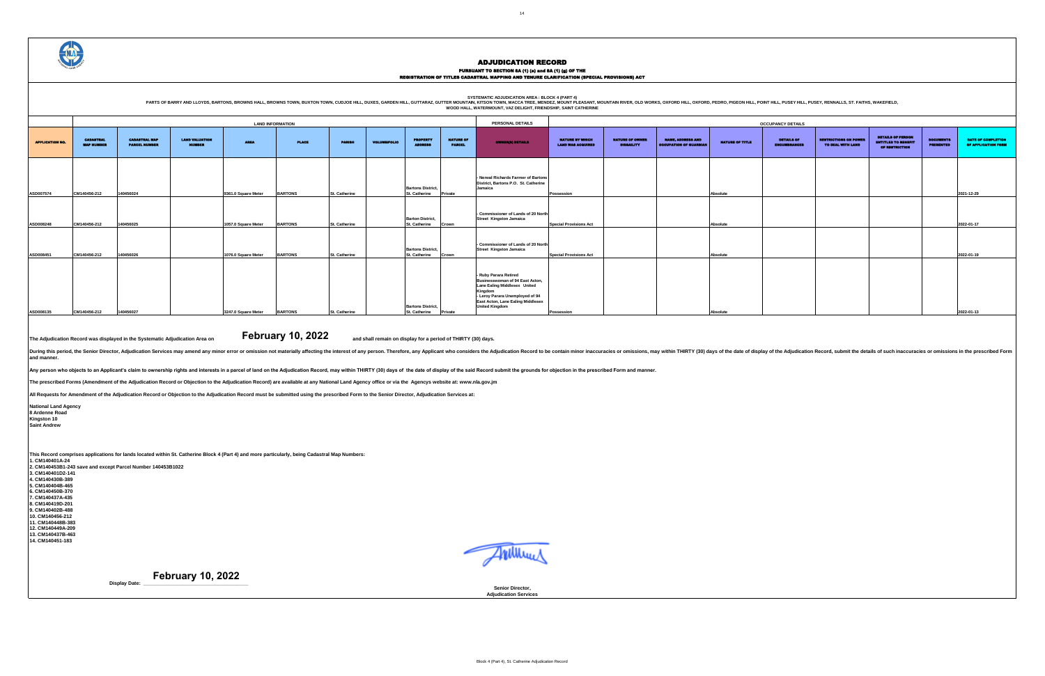# ADJUDICATION RECORD

**PURSUANT TO SECTION 8A (1) (e) and 8A (1) (g) OF THE**

**REGISTRATION OF TITLES CADASTRAL MAPPING AND TENURE CLARIFICATION (SPECIAL PROVISIONS) ACT**

**SYSTEMATIC ADJUDICATION AREA : BLOCK 4 (PART 4)**

PARTS OF BARRY AND LLOYDS, BARTONS, BROWNS HALL, BROWNS TOWN, BUXTON TOWN, CUDJOE HILL, DUXES, GARDEN HILL, GUTTARAZ, GUTTER MOUNTAIN, KITSON TOWN, MACCA TREE, MENDEZ, MOUNT PLEASANT, MOUNTAIN RIVER, OLD WORKS, OXFORD HILL, OXFORD, PEDRO, PIGEON HILL, POINT HILL, PUSEY HILL, PUSEY, RENNALLS, ST. FAITHS, WAKEFIELD, WOOD HALL, WATERMOUNT, VAZ DELIGHT, FRIENDSHIP, SAINT CATHERINE

| | LAND INFORMATION | | | | | | | | | PERSONAL DETAILS | OCCUPANCY DETAILS | | | | | | | | |
|---|---|---|---|---|---|---|---|---|---|---|---|---|---|---|---|---|---|---|---|
| APPLICATION NO. | CADASTRAL MAP NUMBER | CADASTRAL MAP PARCEL NUMBER | LAND VALUATION NUMBER | AREA | PLACE | PARISH | VOLUME/FOLIO | PROPERTY ADDRESS | NATURE OF PARCEL | OWNER(S) DETAILS | NATURE BY WHICH LAND WAS ACQUIRED | NATURE OF OWNER DISBAILITY | NAME, ADDRESS AND OCCUPATION OF GUARDIAN | NATURE OF TITLE | DETAILS OF ENCUMBRANCES | RESTRICTIONS ON POWER TO DEAL WITH LAND | DETAILS OF PERSON ENTITLED TO BENEFIT OF RESTRICTION | DOCUMENTS PRESENTED | DATE OF COMPLETION OF APPLICATION FORM |
| ASD007574 | CM140456-212 | 140456024 | | 9361.0 Square Meter | BARTONS | St. Catherine | | Bartons District, St. Catherine | Private | - Nerval Richards Farmer of Bartons District, Bartons P.O. St. Catherine Jamaica | Possession | | | Absolute | | | | | 2021-12-29 |
| ASD008248 | CM140456-212 | 140456025 | | 1057.0 Square Meter | BARTONS | St. Catherine | | Barton District, St. Catherine | Crown | - Commissioner of Lands of 20 North Street Kingston Jamaica | Special Provisions Act | | | Absolute | | | | | 2022-01-17 |
| ASD008451 | CM140456-212 | 140456026 | | 1076.0 Square Meter | BARTONS | St. Catherine | | Bartons District, St. Catherine | Crown | - Commissioner of Lands of 20 North Street Kingston Jamaica | Special Provisions Act | | | Absolute | | | | | 2022-01-19 |
| ASD008135 | CM140456-212 | 140456027 | | 3247.0 Square Meter | BARTONS | St. Catherine | | Bartons District, St. Catherine | Private | - Ruby Parara Retired Businesswoman of 94 East Acton, Lane Ealing Middlesex United Kingdom<br>- Leroy Parara Unemployed of 94 East Acton, Lane Ealing Middlesex United Kingdom | Possession | | | Absolute | | | | | 2022-01-13 |

The Adjudication Record was displayed in the Systematic Adjudication Area on **February 10, 2022** and shall remain on display for a period of THIRTY (30) days.

During this period, the Senior Director, Adjudication Services may amend any minor error or omission not materially affecting the interest of any person. Therefore, any Applicant who considers the Adjudication Record to be contain minor inaccuracies or omissions, may within THIRTY (30) days of the date of display of the Adjudication Record, submit the details of such inaccuracies or omissions in the prescribed Form and manner.

Any person who objects to an Applicant's claim to ownership rights and interests in a parcel of land on the Adjudication Record, may within THIRTY (30) days of the date of display of the said Record submit the grounds for objection in the prescribed Form and manner.

The prescribed Forms (Amendment of the Adjudication Record or Objection to the Adjudication Record) are available at any National Land Agency office or via the Agencys website at: www.nla.gov.jm

All Requests for Amendment of the Adjudication Record or Objection to the Adjudication Record must be submitted using the prescribed Form to the Senior Director, Adjudication Services at:

**National Land Agency**
**8 Ardenne Road**
**Kingston 10**
**Saint Andrew**

This Record comprises applications for lands located within St. Catherine Block 4 (Part 4) and more particularly, being Cadastral Map Numbers:

1. CM140401A-24
2. CM140453B1-243 save and except Parcel Number 140453B1022
3. CM140401D2-141
4. CM140430B-389
5. CM140404B-465
6. CM140450B-370
7. CM140437A-435
8. CM140419D-201
9. CM140402B-488
10. CM140456-212
11. CM140448B-383
12. CM140449A-209
13. CM140437B-463
14. CM140451-183

Display Date: **February 10, 2022**

Senior Director,
Adjudication Services